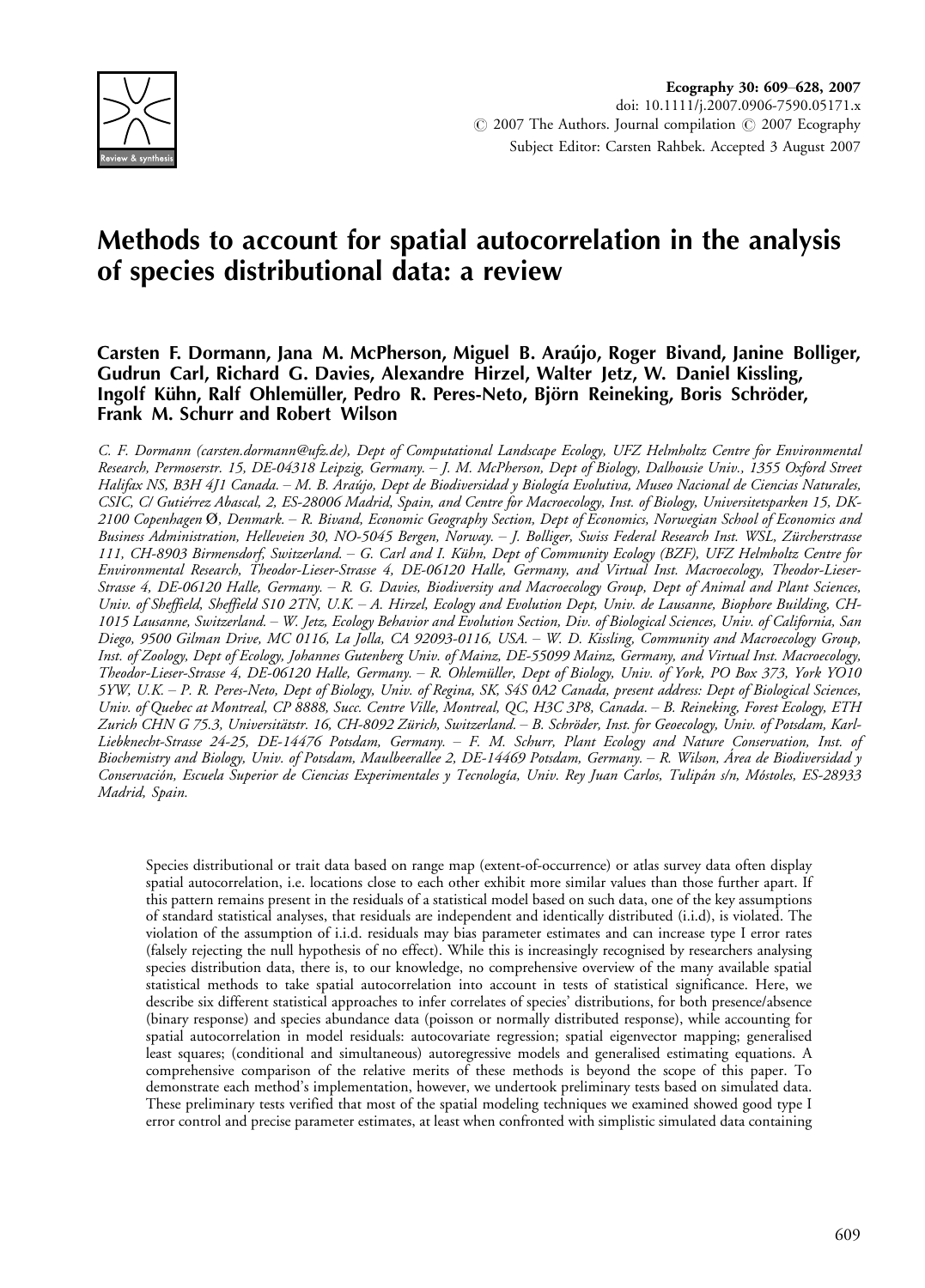# Methods to account for spatial autocorrelation in the analysis of species distributional data: a review

**Carsten F. Dormann, Jana M. McPherson, Miguel B. Araújo, Roger Bivand, Janine Bolliger, Gudrun Carl, Richard G. Davies, Alexandre Hirzel, Walter Jetz, W. Daniel Kissling, Ingolf Kühn, Ralf Ohlemüller, Pedro R. Peres-Neto, Björn Reineking, Boris Schröder, Frank M. Schurr and Robert Wilson**

*C. F. Dormann (carsten.dormann@ufz.de), Dept of Computational Landscape Ecology, UFZ Helmholtz Centre for Environmental Research, Permoserstr. 15, DE-04318 Leipzig, Germany. – J. M. McPherson, Dept of Biology, Dalhousie Univ., 1355 Oxford Street Halifax NS, B3H 4J1 Canada. – M. B. Araújo, Dept de Biodiversidad y Biología Evolutiva, Museo Nacional de Ciencias Naturales, CSIC, C/ Gutiérrez Abascal, 2, ES-28006 Madrid, Spain, and Centre for Macroecology, Inst. of Biology, Universitetsparken 15, DK-2100 Copenhagen Ø, Denmark. – R. Bivand, Economic Geography Section, Dept of Economics, Norwegian School of Economics and Business Administration, Helleveien 30, NO-5045 Bergen, Norway. – J. Bolliger, Swiss Federal Research Inst. WSL, Zürcherstrasse 111, CH-8903 Birmensdorf, Switzerland. – G. Carl and I. Kühn, Dept of Community Ecology (BZF), UFZ Helmholtz Centre for Environmental Research, Theodor-Lieser-Strasse 4, DE-06120 Halle, Germany, and Virtual Inst. Macroecology, Theodor-Lieser-Strasse 4, DE-06120 Halle, Germany. – R. G. Davies, Biodiversity and Macroecology Group, Dept of Animal and Plant Sciences, Univ. of Sheffield, Sheffield S10 2TN, U.K. – A. Hirzel, Ecology and Evolution Dept, Univ. de Lausanne, Biophore Building, CH-1015 Lausanne, Switzerland. – W. Jetz, Ecology Behavior and Evolution Section, Div. of Biological Sciences, Univ. of California, San Diego, 9500 Gilman Drive, MC 0116, La Jolla, CA 92093-0116, USA. – W. D. Kissling, Community and Macroecology Group, Inst. of Zoology, Dept of Ecology, Johannes Gutenberg Univ. of Mainz, DE-55099 Mainz, Germany, and Virtual Inst. Macroecology, Theodor-Lieser-Strasse 4, DE-06120 Halle, Germany. – R. Ohlemüller, Dept of Biology, Univ. of York, PO Box 373, York YO10 5YW, U.K. – P. R. Peres-Neto, Dept of Biology, Univ. of Regina, SK, S4S 0A2 Canada, present address: Dept of Biological Sciences, Univ. of Quebec at Montreal, CP 8888, Succ. Centre Ville, Montreal, QC, H3C 3P8, Canada. – B. Reineking, Forest Ecology, ETH Zurich CHN G 75.3, Universitätstr. 16, CH-8092 Zürich, Switzerland. – B. Schröder, Inst. for Geoecology, Univ. of Potsdam, Karl-Liebknecht-Strasse 24-25, DE-14476 Potsdam, Germany. – F. M. Schurr, Plant Ecology and Nature Conservation, Inst. of Biochemistry and Biology, Univ. of Potsdam, Maulbeerallee 2, DE-14469 Potsdam, Germany. – R. Wilson, Área de Biodiversidad y Conservación, Escuela Superior de Ciencias Experimentales y Tecnología, Univ. Rey Juan Carlos, Tulipán s/n, Móstoles, ES-28933 Madrid, Spain.*

Species distributional or trait data based on range map (extent-of-occurrence) or atlas survey data often display spatial autocorrelation, i.e. locations close to each other exhibit more similar values than those further apart. If this pattern remains present in the residuals of a statistical model based on such data, one of the key assumptions of standard statistical analyses, that residuals are independent and identically distributed (i.i.d), is violated. The violation of the assumption of i.i.d. residuals may bias parameter estimates and can increase type I error rates (falsely rejecting the null hypothesis of no effect). While this is increasingly recognised by researchers analysing species distribution data, there is, to our knowledge, no comprehensive overview of the many available spatial statistical methods to take spatial autocorrelation into account in tests of statistical significance. Here, we describe six different statistical approaches to infer correlates of species' distributions, for both presence/absence (binary response) and species abundance data (poisson or normally distributed response), while accounting for spatial autocorrelation in model residuals: autocovariate regression; spatial eigenvector mapping; generalised least squares; (conditional and simultaneous) autoregressive models and generalised estimating equations. A comprehensive comparison of the relative merits of these methods is beyond the scope of this paper. To demonstrate each method's implementation, however, we undertook preliminary tests based on simulated data. These preliminary tests verified that most of the spatial modeling techniques we examined showed good type I error control and precise parameter estimates, at least when confronted with simplistic simulated data containing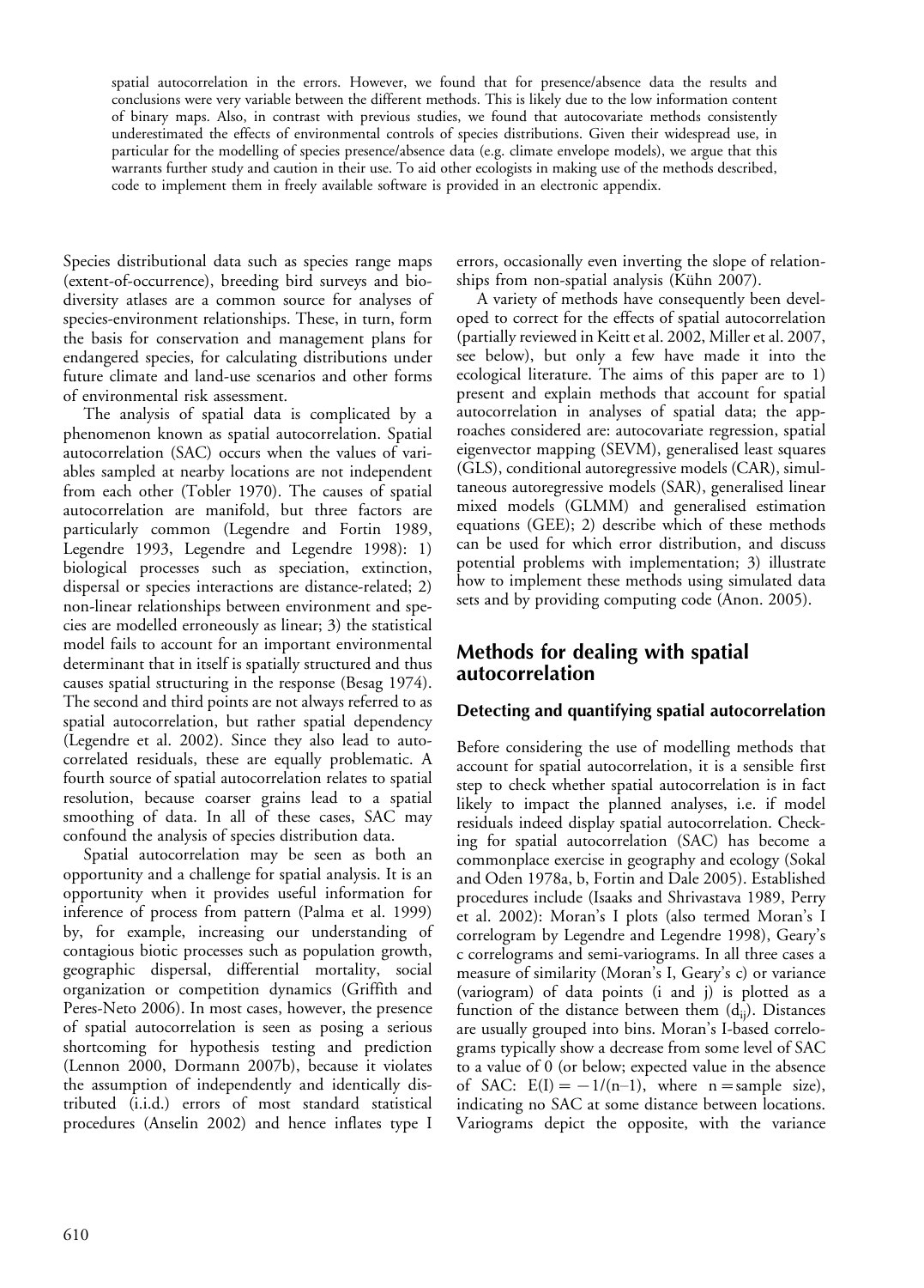spatial autocorrelation in the errors. However, we found that for presence/absence data the results and conclusions were very variable between the different methods. This is likely due to the low information content of binary maps. Also, in contrast with previous studies, we found that autocovariate methods consistently underestimated the effects of environmental controls of species distributions. Given their widespread use, in particular for the modelling of species presence/absence data (e.g. climate envelope models), we argue that this warrants further study and caution in their use. To aid other ecologists in making use of the methods described, code to implement them in freely available software is provided in an electronic appendix.

Species distributional data such as species range maps (extent-of-occurrence), breeding bird surveys and biodiversity atlases are a common source for analyses of species-environment relationships. These, in turn, form the basis for conservation and management plans for endangered species, for calculating distributions under future climate and land-use scenarios and other forms of environmental risk assessment.

The analysis of spatial data is complicated by a phenomenon known as spatial autocorrelation. Spatial autocorrelation (SAC) occurs when the values of variables sampled at nearby locations are not independent from each other (Tobler 1970). The causes of spatial autocorrelation are manifold, but three factors are particularly common (Legendre and Fortin 1989, Legendre 1993, Legendre and Legendre 1998): 1) biological processes such as speciation, extinction, dispersal or species interactions are distance-related; 2) non-linear relationships between environment and species are modelled erroneously as linear; 3) the statistical model fails to account for an important environmental determinant that in itself is spatially structured and thus causes spatial structuring in the response (Besag 1974). The second and third points are not always referred to as spatial autocorrelation, but rather spatial dependency (Legendre et al. 2002). Since they also lead to autocorrelated residuals, these are equally problematic. A fourth source of spatial autocorrelation relates to spatial resolution, because coarser grains lead to a spatial smoothing of data. In all of these cases, SAC may confound the analysis of species distribution data.

Spatial autocorrelation may be seen as both an opportunity and a challenge for spatial analysis. It is an opportunity when it provides useful information for inference of process from pattern (Palma et al. 1999) by, for example, increasing our understanding of contagious biotic processes such as population growth, geographic dispersal, differential mortality, social organization or competition dynamics (Griffith and Peres-Neto 2006). In most cases, however, the presence of spatial autocorrelation is seen as posing a serious shortcoming for hypothesis testing and prediction (Lennon 2000, Dormann 2007b), because it violates the assumption of independently and identically distributed (i.i.d.) errors of most standard statistical procedures (Anselin 2002) and hence inflates type I errors, occasionally even inverting the slope of relationships from non-spatial analysis (Kühn 2007).

A variety of methods have consequently been developed to correct for the effects of spatial autocorrelation (partially reviewed in Keitt et al. 2002, Miller et al. 2007, see below), but only a few have made it into the ecological literature. The aims of this paper are to 1) present and explain methods that account for spatial autocorrelation in analyses of spatial data; the approaches considered are: autocovariate regression, spatial eigenvector mapping (SEVM), generalised least squares (GLS), conditional autoregressive models (CAR), simultaneous autoregressive models (SAR), generalised linear mixed models (GLMM) and generalised estimation equations (GEE); 2) describe which of these methods can be used for which error distribution, and discuss potential problems with implementation; 3) illustrate how to implement these methods using simulated data sets and by providing computing code (Anon. 2005).

## Methods for dealing with spatial autocorrelation

### Detecting and quantifying spatial autocorrelation

Before considering the use of modelling methods that account for spatial autocorrelation, it is a sensible first step to check whether spatial autocorrelation is in fact likely to impact the planned analyses, i.e. if model residuals indeed display spatial autocorrelation. Checking for spatial autocorrelation (SAC) has become a commonplace exercise in geography and ecology (Sokal and Oden 1978a, b, Fortin and Dale 2005). Established procedures include (Isaaks and Shrivastava 1989, Perry et al. 2002): Moran's I plots (also termed Moran's I correlogram by Legendre and Legendre 1998), Geary's c correlograms and semi-variograms. In all three cases a measure of similarity (Moran's I, Geary's c) or variance (variogram) of data points (i and j) is plotted as a function of the distance between them ($d_{ij}$). Distances are usually grouped into bins. Moran's I-based correlograms typically show a decrease from some level of SAC to a value of 0 (or below; expected value in the absence of SAC: $E(I) = -1/(n-1)$, where n = sample size), indicating no SAC at some distance between locations. Variograms depict the opposite, with the variance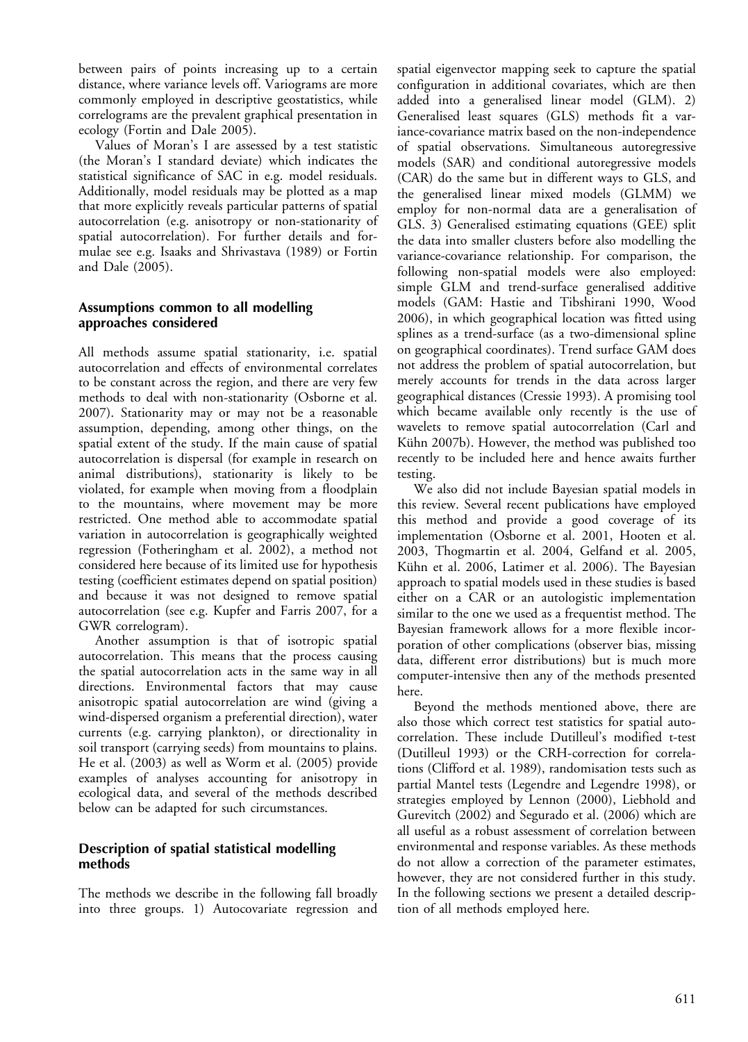between pairs of points increasing up to a certain distance, where variance levels off. Variograms are more commonly employed in descriptive geostatistics, while correlograms are the prevalent graphical presentation in ecology (Fortin and Dale 2005).

Values of Moran's I are assessed by a test statistic (the Moran's I standard deviate) which indicates the statistical significance of SAC in e.g. model residuals. Additionally, model residuals may be plotted as a map that more explicitly reveals particular patterns of spatial autocorrelation (e.g. anisotropy or non-stationarity of spatial autocorrelation). For further details and formulae see e.g. Isaaks and Shrivastava (1989) or Fortin and Dale (2005).

## Assumptions common to all modelling approaches considered

All methods assume spatial stationarity, i.e. spatial autocorrelation and effects of environmental correlates to be constant across the region, and there are very few methods to deal with non-stationarity (Osborne et al. 2007). Stationarity may or may not be a reasonable assumption, depending, among other things, on the spatial extent of the study. If the main cause of spatial autocorrelation is dispersal (for example in research on animal distributions), stationarity is likely to be violated, for example when moving from a floodplain to the mountains, where movement may be more restricted. One method able to accommodate spatial variation in autocorrelation is geographically weighted regression (Fotheringham et al. 2002), a method not considered here because of its limited use for hypothesis testing (coefficient estimates depend on spatial position) and because it was not designed to remove spatial autocorrelation (see e.g. Kupfer and Farris 2007, for a GWR correlogram).

Another assumption is that of isotropic spatial autocorrelation. This means that the process causing the spatial autocorrelation acts in the same way in all directions. Environmental factors that may cause anisotropic spatial autocorrelation are wind (giving a wind-dispersed organism a preferential direction), water currents (e.g. carrying plankton), or directionality in soil transport (carrying seeds) from mountains to plains. He et al. (2003) as well as Worm et al. (2005) provide examples of analyses accounting for anisotropy in ecological data, and several of the methods described below can be adapted for such circumstances.

## Description of spatial statistical modelling methods

The methods we describe in the following fall broadly into three groups. 1) Autocovariate regression and spatial eigenvector mapping seek to capture the spatial configuration in additional covariates, which are then added into a generalised linear model (GLM). 2) Generalised least squares (GLS) methods fit a variance-covariance matrix based on the non-independence of spatial observations. Simultaneous autoregressive models (SAR) and conditional autoregressive models (CAR) do the same but in different ways to GLS, and the generalised linear mixed models (GLMM) we employ for non-normal data are a generalisation of GLS. 3) Generalised estimating equations (GEE) split the data into smaller clusters before also modelling the variance-covariance relationship. For comparison, the following non-spatial models were also employed: simple GLM and trend-surface generalised additive models (GAM: Hastie and Tibshirani 1990, Wood 2006), in which geographical location was fitted using splines as a trend-surface (as a two-dimensional spline on geographical coordinates). Trend surface GAM does not address the problem of spatial autocorrelation, but merely accounts for trends in the data across larger geographical distances (Cressie 1993). A promising tool which became available only recently is the use of wavelets to remove spatial autocorrelation (Carl and Kühn 2007b). However, the method was published too recently to be included here and hence awaits further testing.

We also did not include Bayesian spatial models in this review. Several recent publications have employed this method and provide a good coverage of its implementation (Osborne et al. 2001, Hooten et al. 2003, Thogmartin et al. 2004, Gelfand et al. 2005, Kühn et al. 2006, Latimer et al. 2006). The Bayesian approach to spatial models used in these studies is based either on a CAR or an autologistic implementation similar to the one we used as a frequentist method. The Bayesian framework allows for a more flexible incorporation of other complications (observer bias, missing data, different error distributions) but is much more computer-intensive then any of the methods presented here.

Beyond the methods mentioned above, there are also those which correct test statistics for spatial autocorrelation. These include Dutilleul's modified t-test (Dutilleul 1993) or the CRH-correction for correlations (Clifford et al. 1989), randomisation tests such as partial Mantel tests (Legendre and Legendre 1998), or strategies employed by Lennon (2000), Liebhold and Gurevitch (2002) and Segurado et al. (2006) which are all useful as a robust assessment of correlation between environmental and response variables. As these methods do not allow a correction of the parameter estimates, however, they are not considered further in this study. In the following sections we present a detailed description of all methods employed here.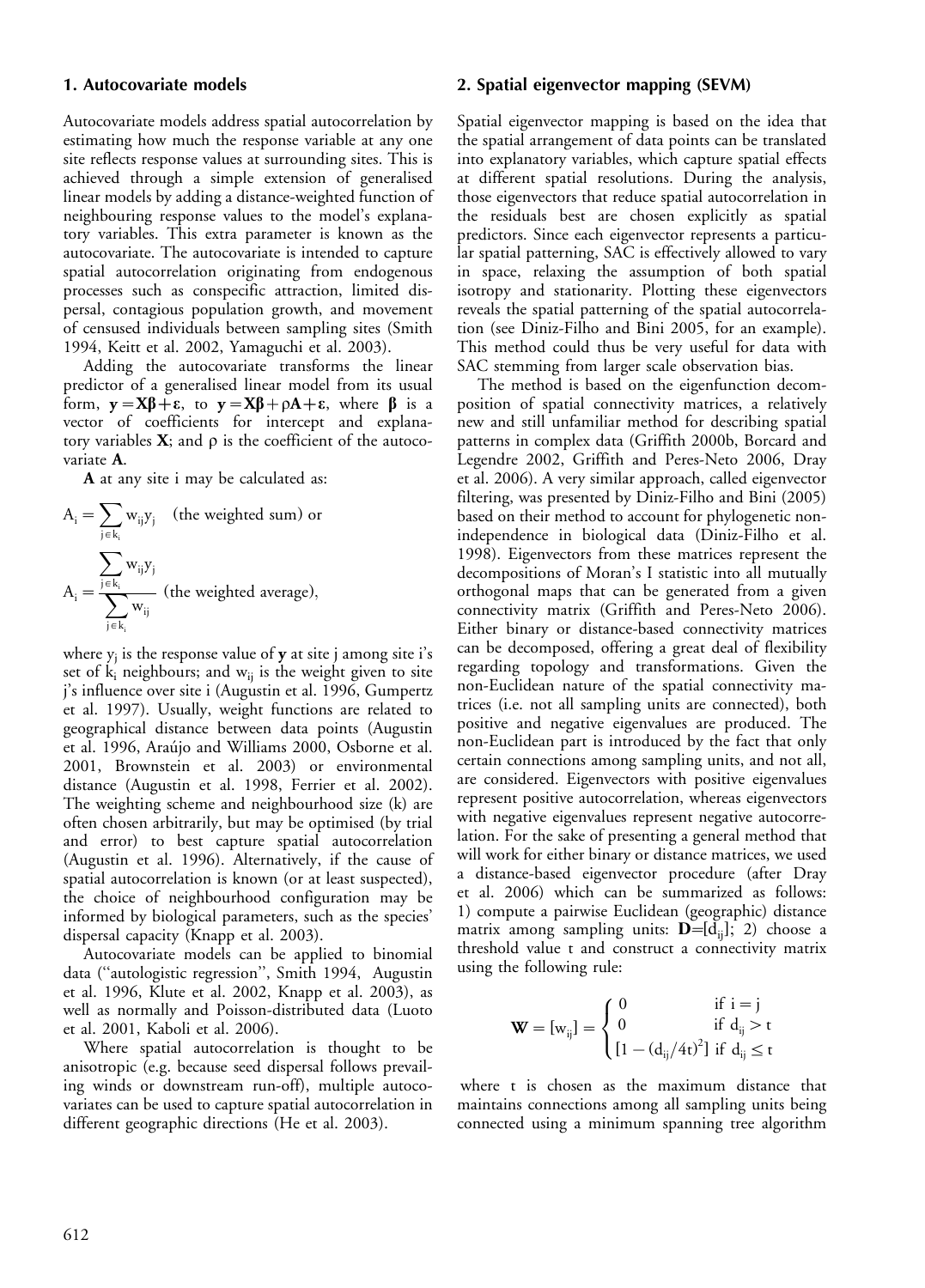## 1. Autocovariate models

Autocovariate models address spatial autocorrelation by estimating how much the response variable at any one site reflects response values at surrounding sites. This is achieved through a simple extension of generalised linear models by adding a distance-weighted function of neighbouring response values to the model's explanatory variables. This extra parameter is known as the autocovariate. The autocovariate is intended to capture spatial autocorrelation originating from endogenous processes such as conspecific attraction, limited dispersal, contagious population growth, and movement of censused individuals between sampling sites (Smith 1994, Keitt et al. 2002, Yamaguchi et al. 2003).

Adding the autocovariate transforms the linear predictor of a generalised linear model from its usual form, $\mathbf{y} = \mathbf{X}\boldsymbol{\beta} + \boldsymbol{\varepsilon}$, to $\mathbf{y} = \mathbf{X}\boldsymbol{\beta} + \rho\mathbf{A} + \boldsymbol{\varepsilon}$, where $\boldsymbol{\beta}$ is a vector of coefficients for intercept and explanatory variables $\mathbf{X}$; and $\rho$ is the coefficient of the autocovariate $\mathbf{A}$.

$\mathbf{A}$ at any site i may be calculated as:

$$A_i = \sum_{j \in k_i} w_{ij} y_j \quad \text{(the weighted sum) or}$$

$$A_i = \frac{\sum_{j \in k_i} w_{ij} y_j}{\sum_{j \in k_i} w_{ij}} \quad \text{(the weighted average),}$$

where $y_j$ is the response value of $\mathbf{y}$ at site j among site i's set of $k_i$ neighbours; and $w_{ij}$ is the weight given to site j's influence over site i (Augustin et al. 1996, Gumpertz et al. 1997). Usually, weight functions are related to geographical distance between data points (Augustin et al. 1996, Araújo and Williams 2000, Osborne et al. 2001, Brownstein et al. 2003) or environmental distance (Augustin et al. 1998, Ferrier et al. 2002). The weighting scheme and neighbourhood size (k) are often chosen arbitrarily, but may be optimised (by trial and error) to best capture spatial autocorrelation (Augustin et al. 1996). Alternatively, if the cause of spatial autocorrelation is known (or at least suspected), the choice of neighbourhood configuration may be informed by biological parameters, such as the species' dispersal capacity (Knapp et al. 2003).

Autocovariate models can be applied to binomial data (''autologistic regression'', Smith 1994, Augustin et al. 1996, Klute et al. 2002, Knapp et al. 2003), as well as normally and Poisson-distributed data (Luoto et al. 2001, Kaboli et al. 2006).

Where spatial autocorrelation is thought to be anisotropic (e.g. because seed dispersal follows prevailing winds or downstream run-off), multiple autocovariates can be used to capture spatial autocorrelation in different geographic directions (He et al. 2003).

## 2. Spatial eigenvector mapping (SEVM)

Spatial eigenvector mapping is based on the idea that the spatial arrangement of data points can be translated into explanatory variables, which capture spatial effects at different spatial resolutions. During the analysis, those eigenvectors that reduce spatial autocorrelation in the residuals best are chosen explicitly as spatial predictors. Since each eigenvector represents a particular spatial patterning, SAC is effectively allowed to vary in space, relaxing the assumption of both spatial isotropy and stationarity. Plotting these eigenvectors reveals the spatial patterning of the spatial autocorrelation (see Diniz-Filho and Bini 2005, for an example). This method could thus be very useful for data with SAC stemming from larger scale observation bias.

The method is based on the eigenfunction decomposition of spatial connectivity matrices, a relatively new and still unfamiliar method for describing spatial patterns in complex data (Griffith 2000b, Borcard and Legendre 2002, Griffith and Peres-Neto 2006, Dray et al. 2006). A very similar approach, called eigenvector filtering, was presented by Diniz-Filho and Bini (2005) based on their method to account for phylogenetic non-independence in biological data (Diniz-Filho et al. 1998). Eigenvectors from these matrices represent the decompositions of Moran's I statistic into all mutually orthogonal maps that can be generated from a given connectivity matrix (Griffith and Peres-Neto 2006). Either binary or distance-based connectivity matrices can be decomposed, offering a great deal of flexibility regarding topology and transformations. Given the non-Euclidean nature of the spatial connectivity matrices (i.e. not all sampling units are connected), both positive and negative eigenvalues are produced. The non-Euclidean part is introduced by the fact that only certain connections among sampling units, and not all, are considered. Eigenvectors with positive eigenvalues represent positive autocorrelation, whereas eigenvectors with negative eigenvalues represent negative autocorrelation. For the sake of presenting a general method that will work for either binary or distance matrices, we used a distance-based eigenvector procedure (after Dray et al. 2006) which can be summarized as follows: 1) compute a pairwise Euclidean (geographic) distance matrix among sampling units: $\mathbf{D}=[d_{ij}]$; 2) choose a threshold value t and construct a connectivity matrix using the following rule:

$$\mathbf{W} = [w_{ij}] = \begin{cases} 0 & \text{if } i = j \\ 0 & \text{if } d_{ij} > t \\ [1 - (d_{ij}/4t)^2] & \text{if } d_{ij} \le t \end{cases}$$

where t is chosen as the maximum distance that maintains connections among all sampling units being connected using a minimum spanning tree algorithm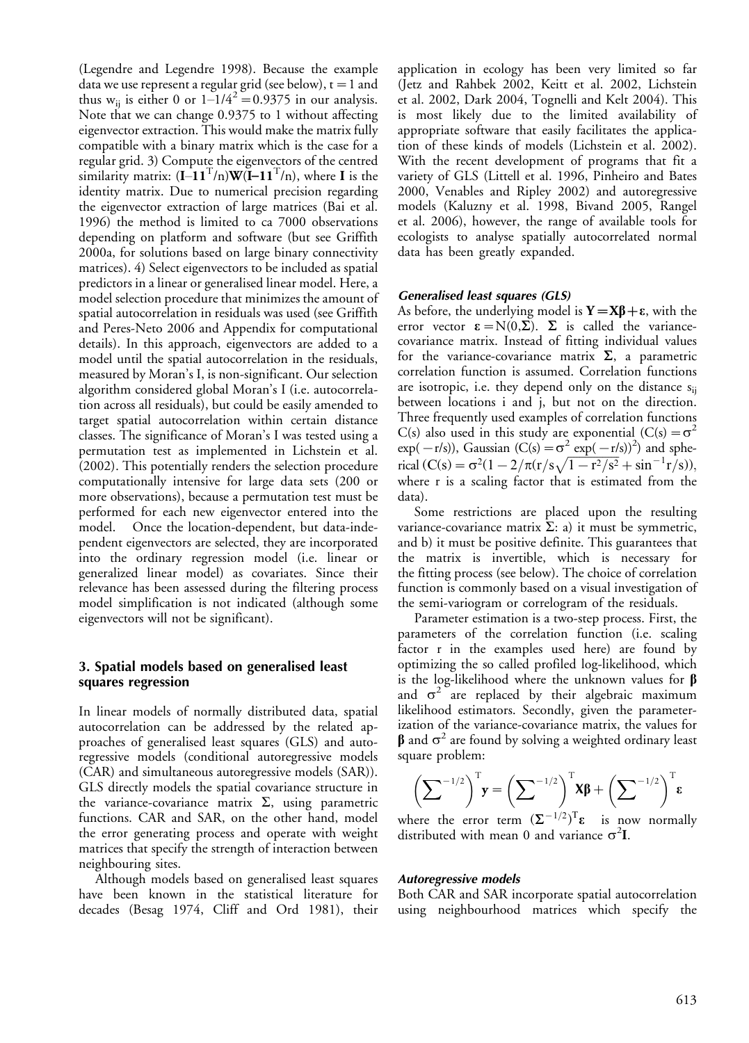(Legendre and Legendre 1998). Because the example data we use represent a regular grid (see below), $t = 1$ and thus $w_{ij}$ is either 0 or $1-1/4^2 = 0.9375$ in our analysis. Note that we can change 0.9375 to 1 without affecting eigenvector extraction. This would make the matrix fully compatible with a binary matrix which is the case for a regular grid. 3) Compute the eigenvectors of the centred similarity matrix: $(\mathbf{I}-\mathbf{1}\mathbf{1}^T/n)\mathbf{W}(\mathbf{I}-\mathbf{1}\mathbf{1}^T/n)$, where $\mathbf{I}$ is the identity matrix. Due to numerical precision regarding the eigenvector extraction of large matrices (Bai et al. 1996) the method is limited to ca 7000 observations depending on platform and software (but see Griffith 2000a, for solutions based on large binary connectivity matrices). 4) Select eigenvectors to be included as spatial predictors in a linear or generalised linear model. Here, a model selection procedure that minimizes the amount of spatial autocorrelation in residuals was used (see Griffith and Peres-Neto 2006 and Appendix for computational details). In this approach, eigenvectors are added to a model until the spatial autocorrelation in the residuals, measured by Moran's I, is non-significant. Our selection algorithm considered global Moran's I (i.e. autocorrelation across all residuals), but could be easily amended to target spatial autocorrelation within certain distance classes. The significance of Moran's I was tested using a permutation test as implemented in Lichstein et al. (2002). This potentially renders the selection procedure computationally intensive for large data sets (200 or more observations), because a permutation test must be performed for each new eigenvector entered into the model. Once the location-dependent, but data-independent eigenvectors are selected, they are incorporated into the ordinary regression model (i.e. linear or generalized linear model) as covariates. Since their relevance has been assessed during the filtering process model simplification is not indicated (although some eigenvectors will not be significant).

## 3. Spatial models based on generalised least squares regression

In linear models of normally distributed data, spatial autocorrelation can be addressed by the related approaches of generalised least squares (GLS) and autoregressive models (conditional autoregressive models (CAR) and simultaneous autoregressive models (SAR)). GLS directly models the spatial covariance structure in the variance-covariance matrix $\Sigma$, using parametric functions. CAR and SAR, on the other hand, model the error generating process and operate with weight matrices that specify the strength of interaction between neighbouring sites.

Although models based on generalised least squares have been known in the statistical literature for decades (Besag 1974, Cliff and Ord 1981), their application in ecology has been very limited so far (Jetz and Rahbek 2002, Keitt et al. 2002, Lichstein et al. 2002, Dark 2004, Tognelli and Kelt 2004). This is most likely due to the limited availability of appropriate software that easily facilitates the application of these kinds of models (Lichstein et al. 2002). With the recent development of programs that fit a variety of GLS (Littell et al. 1996, Pinheiro and Bates 2000, Venables and Ripley 2002) and autoregressive models (Kaluzny et al. 1998, Bivand 2005, Rangel et al. 2006), however, the range of available tools for ecologists to analyse spatially autocorrelated normal data has been greatly expanded.

### *Generalised least squares (GLS)*

As before, the underlying model is $\mathbf{Y} = \mathbf{X}\boldsymbol{\beta} + \boldsymbol{\varepsilon}$, with the error vector $\boldsymbol{\varepsilon} = N(0, \boldsymbol{\Sigma})$. $\boldsymbol{\Sigma}$ is called the variance-covariance matrix. Instead of fitting individual values for the variance-covariance matrix $\boldsymbol{\Sigma}$, a parametric correlation function is assumed. Correlation functions are isotropic, i.e. they depend only on the distance $s_{ij}$ between locations i and j, but not on the direction. Three frequently used examples of correlation functions C(s) also used in this study are exponential ($C(s) = \sigma^2 \exp(-r/s)$), Gaussian ($C(s) = \sigma^2 \exp(-r/s)^2$) and spherical ($C(s) = \sigma^2(1 - 2/\pi(r/s\sqrt{1-r^2/s^2} + \sin^{-1} r/s))$, where r is a scaling factor that is estimated from the data).

Some restrictions are placed upon the resulting variance-covariance matrix $\Sigma$: a) it must be symmetric, and b) it must be positive definite. This guarantees that the matrix is invertible, which is necessary for the fitting process (see below). The choice of correlation function is commonly based on a visual investigation of the semi-variogram or correlogram of the residuals.

Parameter estimation is a two-step process. First, the parameters of the correlation function (i.e. scaling factor r in the examples used here) are found by optimizing the so called profiled log-likelihood, which is the log-likelihood where the unknown values for $\boldsymbol{\beta}$ and $\sigma^2$ are replaced by their algebraic maximum likelihood estimators. Secondly, given the parameterization of the variance-covariance matrix, the values for $\boldsymbol{\beta}$ and $\sigma^2$ are found by solving a weighted ordinary least square problem:

$$\left(\Sigma^{-1/2}\right)^T \mathbf{y} = \left(\Sigma^{-1/2}\right)^T \mathbf{X}\boldsymbol{\beta} + \left(\Sigma^{-1/2}\right)^T \boldsymbol{\varepsilon}$$

where the error term $(\boldsymbol{\Sigma}^{-1/2})^T\boldsymbol{\varepsilon}$ is now normally distributed with mean 0 and variance $\sigma^2\mathbf{I}$.

### *Autoregressive models*

Both CAR and SAR incorporate spatial autocorrelation using neighbourhood matrices which specify the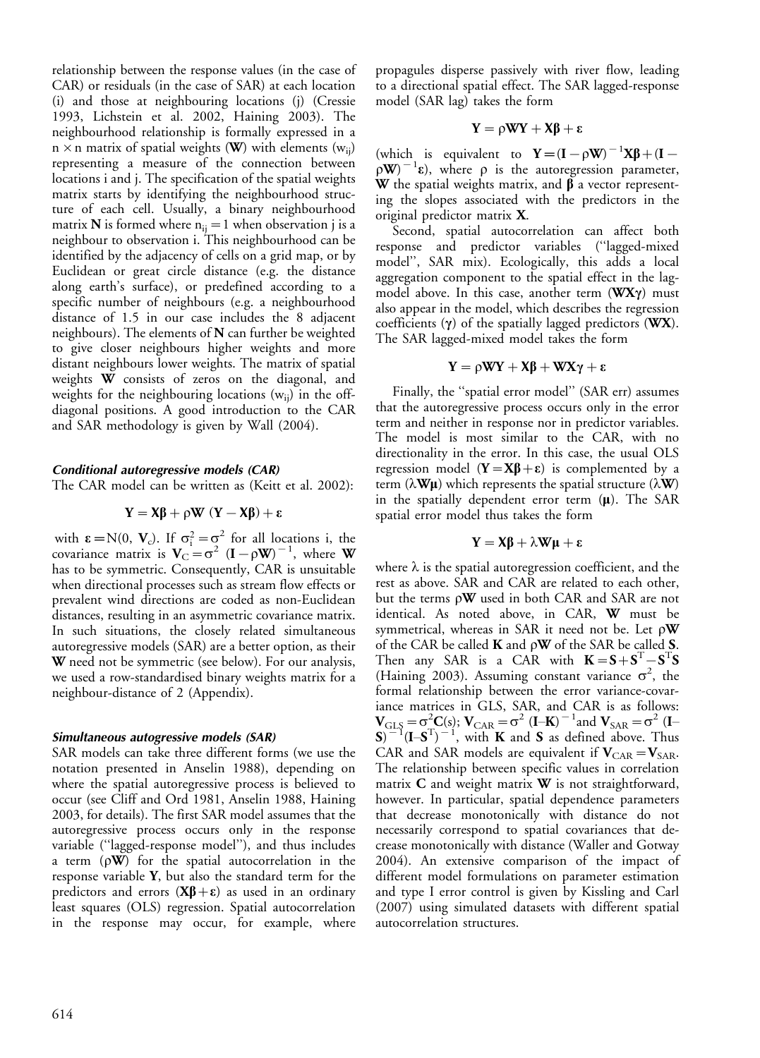relationship between the response values (in the case of CAR) or residuals (in the case of SAR) at each location (i) and those at neighbouring locations (j) (Cressie 1993, Lichstein et al. 2002, Haining 2003). The neighbourhood relationship is formally expressed in a $n \times n$ matrix of spatial weights ($\mathbf{W}$) with elements ($w_{ij}$) representing a measure of the connection between locations i and j. The specification of the spatial weights matrix starts by identifying the neighbourhood structure of each cell. Usually, a binary neighbourhood matrix $\mathbf{N}$ is formed where $n_{ij} = 1$ when observation j is a neighbour to observation i. This neighbourhood can be identified by the adjacency of cells on a grid map, or by Euclidean or great circle distance (e.g. the distance along earth's surface), or predefined according to a specific number of neighbours (e.g. a neighbourhood distance of 1.5 in our case includes the 8 adjacent neighbours). The elements of $\mathbf{N}$ can further be weighted to give closer neighbours higher weights and more distant neighbours lower weights. The matrix of spatial weights $\mathbf{W}$ consists of zeros on the diagonal, and weights for the neighbouring locations ($w_{ij}$) in the off-diagonal positions. A good introduction to the CAR and SAR methodology is given by Wall (2004).

#### *Conditional autoregressive models (CAR)*

The CAR model can be written as (Keitt et al. 2002):

$$\mathbf{Y} = \mathbf{X\beta} + \rho\mathbf{W}\ (\mathbf{Y} - \mathbf{X\beta}) + \boldsymbol{\varepsilon}$$

with $\boldsymbol{\varepsilon} = N(0, \mathbf{V}_c)$. If $\sigma_i^2 = \sigma^2$ for all locations i, the covariance matrix is $\mathbf{V}_C = \sigma^2\ (\mathbf{I} - \rho\mathbf{W})^{-1}$, where $\mathbf{W}$ has to be symmetric. Consequently, CAR is unsuitable when directional processes such as stream flow effects or prevalent wind directions are coded as non-Euclidean distances, resulting in an asymmetric covariance matrix. In such situations, the closely related simultaneous autoregressive models (SAR) are a better option, as their $\mathbf{W}$ need not be symmetric (see below). For our analysis, we used a row-standardised binary weights matrix for a neighbour-distance of 2 (Appendix).

#### *Simultaneous autogressive models (SAR)*

SAR models can take three different forms (we use the notation presented in Anselin 1988), depending on where the spatial autoregressive process is believed to occur (see Cliff and Ord 1981, Anselin 1988, Haining 2003, for details). The first SAR model assumes that the autoregressive process occurs only in the response variable ("lagged-response model"), and thus includes a term ($\rho\mathbf{W}$) for the spatial autocorrelation in the response variable $\mathbf{Y}$, but also the standard term for the predictors and errors ($\mathbf{X\beta} + \boldsymbol{\varepsilon}$) as used in an ordinary least squares (OLS) regression. Spatial autocorrelation in the response may occur, for example, where propagules disperse passively with river flow, leading to a directional spatial effect. The SAR lagged-response model (SAR lag) takes the form

$$\mathbf{Y} = \rho\mathbf{WY} + \mathbf{X\beta} + \boldsymbol{\varepsilon}$$

(which is equivalent to $\mathbf{Y} = (\mathbf{I} - \rho\mathbf{W})^{-1}\mathbf{X\beta} + (\mathbf{I} - \rho\mathbf{W})^{-1}\boldsymbol{\varepsilon}$), where $\rho$ is the autoregression parameter, $\mathbf{W}$ the spatial weights matrix, and $\boldsymbol{\beta}$ a vector representing the slopes associated with the predictors in the original predictor matrix $\mathbf{X}$.

Second, spatial autocorrelation can affect both response and predictor variables ("lagged-mixed model", SAR mix). Ecologically, this adds a local aggregation component to the spatial effect in the lag-model above. In this case, another term ($\mathbf{WX\gamma}$) must also appear in the model, which describes the regression coefficients ($\boldsymbol{\gamma}$) of the spatially lagged predictors ($\mathbf{WX}$). The SAR lagged-mixed model takes the form

$$\mathbf{Y} = \rho\mathbf{WY} + \mathbf{X\beta} + \mathbf{WX\gamma} + \boldsymbol{\varepsilon}$$

Finally, the "spatial error model" (SAR err) assumes that the autoregressive process occurs only in the error term and neither in response nor in predictor variables. The model is most similar to the CAR, with no directionality in the error. In this case, the usual OLS regression model ($\mathbf{Y} = \mathbf{X\beta} + \boldsymbol{\varepsilon}$) is complemented by a term ($\lambda\mathbf{W\mu}$) which represents the spatial structure ($\lambda\mathbf{W}$) in the spatially dependent error term ($\boldsymbol{\mu}$). The SAR spatial error model thus takes the form

$$\mathbf{Y} = \mathbf{X\beta} + \lambda\mathbf{W\mu} + \boldsymbol{\varepsilon}$$

where $\lambda$ is the spatial autoregression coefficient, and the rest as above. SAR and CAR are related to each other, but the terms $\rho\mathbf{W}$ used in both CAR and SAR are not identical. As noted above, in CAR, $\mathbf{W}$ must be symmetrical, whereas in SAR it need not be. Let $\rho\mathbf{W}$ of the CAR be called $\mathbf{K}$ and $\rho\mathbf{W}$ of the SAR be called $\mathbf{S}$. Then any SAR is a CAR with $\mathbf{K} = \mathbf{S} + \mathbf{S}^T - \mathbf{S}^T\mathbf{S}$ (Haining 2003). Assuming constant variance $\sigma^2$, the formal relationship between the error variance-covariance matrices in GLS, SAR, and CAR is as follows: $\mathbf{V}_{GLS} = \sigma^2\mathbf{C}(s)$; $\mathbf{V}_{CAR} = \sigma^2\ (\mathbf{I} - \mathbf{K})^{-1}$ and $\mathbf{V}_{SAR} = \sigma^2\ (\mathbf{I} - \mathbf{S})^{-1}(\mathbf{I} - \mathbf{S}^T)^{-1}$, with $\mathbf{K}$ and $\mathbf{S}$ as defined above. Thus CAR and SAR models are equivalent if $\mathbf{V}_{CAR} = \mathbf{V}_{SAR}$. The relationship between specific values in correlation matrix $\mathbf{C}$ and weight matrix $\mathbf{W}$ is not straightforward, however. In particular, spatial dependence parameters that decrease monotonically with distance do not necessarily correspond to spatial covariances that decrease monotonically with distance (Waller and Gotway 2004). An extensive comparison of the impact of different model formulations on parameter estimation and type I error control is given by Kissling and Carl (2007) using simulated datasets with different spatial autocorrelation structures.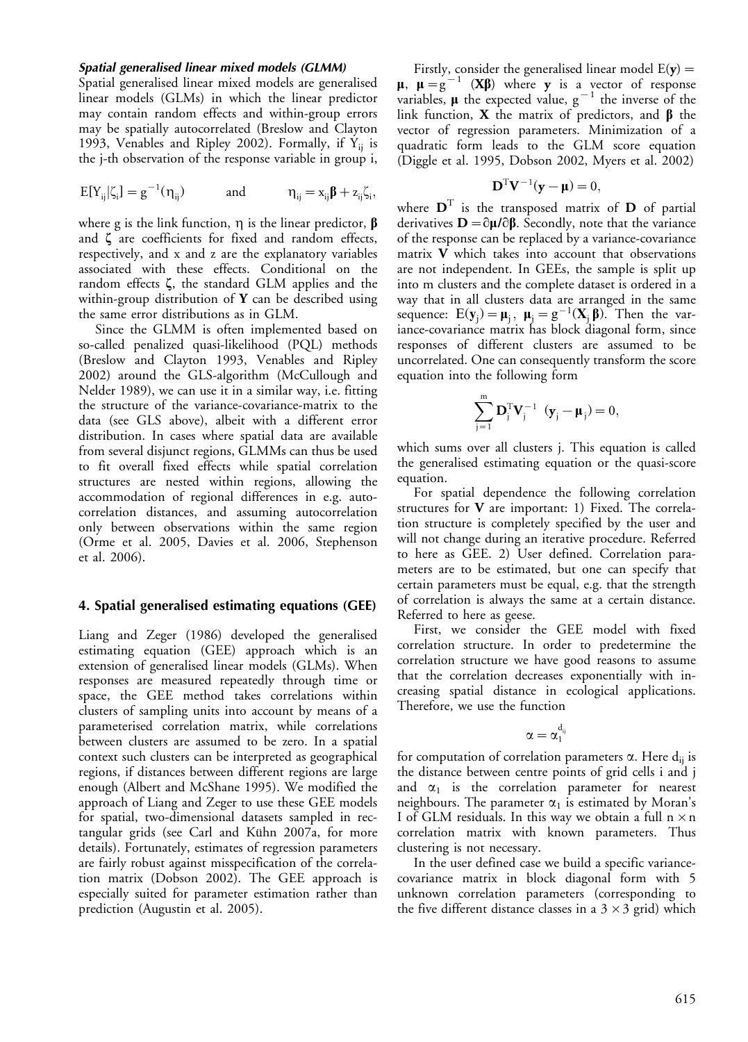### *Spatial generalised linear mixed models (GLMM)*

Spatial generalised linear mixed models are generalised linear models (GLMs) in which the linear predictor may contain random effects and within-group errors may be spatially autocorrelated (Breslow and Clayton 1993, Venables and Ripley 2002). Formally, if $Y_{ij}$ is the j-th observation of the response variable in group i,

$$E[Y_{ij}|\zeta_i] = g^{-1}(\eta_{ij}) \qquad \text{and} \qquad \eta_{ij} = x_{ij}\boldsymbol{\beta} + z_{ij}\zeta_i,$$

where g is the link function, $\eta$ is the linear predictor, $\boldsymbol{\beta}$ and $\boldsymbol{\zeta}$ are coefficients for fixed and random effects, respectively, and x and z are the explanatory variables associated with these effects. Conditional on the random effects $\boldsymbol{\zeta}$, the standard GLM applies and the within-group distribution of $\mathbf{Y}$ can be described using the same error distributions as in GLM.

Since the GLMM is often implemented based on so-called penalized quasi-likelihood (PQL) methods (Breslow and Clayton 1993, Venables and Ripley 2002) around the GLS-algorithm (McCullough and Nelder 1989), we can use it in a similar way, i.e. fitting the structure of the variance-covariance-matrix to the data (see GLS above), albeit with a different error distribution. In cases where spatial data are available from several disjunct regions, GLMMs can thus be used to fit overall fixed effects while spatial correlation structures are nested within regions, allowing the accommodation of regional differences in e.g. autocorrelation distances, and assuming autocorrelation only between observations within the same region (Orme et al. 2005, Davies et al. 2006, Stephenson et al. 2006).

## 4. Spatial generalised estimating equations (GEE)

Liang and Zeger (1986) developed the generalised estimating equation (GEE) approach which is an extension of generalised linear models (GLMs). When responses are measured repeatedly through time or space, the GEE method takes correlations within clusters of sampling units into account by means of a parameterised correlation matrix, while correlations between clusters are assumed to be zero. In a spatial context such clusters can be interpreted as geographical regions, if distances between different regions are large enough (Albert and McShane 1995). We modified the approach of Liang and Zeger to use these GEE models for spatial, two-dimensional datasets sampled in rectangular grids (see Carl and Kühn 2007a, for more details). Fortunately, estimates of regression parameters are fairly robust against misspecification of the correlation matrix (Dobson 2002). The GEE approach is especially suited for parameter estimation rather than prediction (Augustin et al. 2005).

Firstly, consider the generalised linear model $E(\mathbf{y}) = \boldsymbol{\mu}$, $\boldsymbol{\mu} = g^{-1}$ $(\mathbf{X}\boldsymbol{\beta})$ where $\mathbf{y}$ is a vector of response variables, $\boldsymbol{\mu}$ the expected value, $g^{-1}$ the inverse of the link function, $\mathbf{X}$ the matrix of predictors, and $\boldsymbol{\beta}$ the vector of regression parameters. Minimization of a quadratic form leads to the GLM score equation (Diggle et al. 1995, Dobson 2002, Myers et al. 2002)

$$\mathbf{D}^{T}\mathbf{V}^{-1}(\mathbf{y} - \boldsymbol{\mu}) = 0,$$

where $\mathbf{D}^{T}$ is the transposed matrix of $\mathbf{D}$ of partial derivatives $\mathbf{D} = \partial\boldsymbol{\mu}/\partial\boldsymbol{\beta}$. Secondly, note that the variance of the response can be replaced by a variance-covariance matrix $\mathbf{V}$ which takes into account that observations are not independent. In GEEs, the sample is split up into m clusters and the complete dataset is ordered in a way that in all clusters data are arranged in the same sequence: $E(\mathbf{y}_j) = \boldsymbol{\mu}_j$, $\boldsymbol{\mu}_j = g^{-1}(\mathbf{X}_j\boldsymbol{\beta})$. Then the variance-covariance matrix has block diagonal form, since responses of different clusters are assumed to be uncorrelated. One can consequently transform the score equation into the following form

$$\sum_{j=1}^{m} \mathbf{D}_j^{T}\mathbf{V}_j^{-1} \ (\mathbf{y}_j - \boldsymbol{\mu}_j) = 0,$$

which sums over all clusters j. This equation is called the generalised estimating equation or the quasi-score equation.

For spatial dependence the following correlation structures for $\mathbf{V}$ are important: 1) Fixed. The correlation structure is completely specified by the user and will not change during an iterative procedure. Referred to here as GEE. 2) User defined. Correlation parameters are to be estimated, but one can specify that certain parameters must be equal, e.g. that the strength of correlation is always the same at a certain distance. Referred to here as geese.

First, we consider the GEE model with fixed correlation structure. In order to predetermine the correlation structure we have good reasons to assume that the correlation decreases exponentially with increasing spatial distance in ecological applications. Therefore, we use the function

$$\alpha = \alpha_1^{d_{ij}}$$

for computation of correlation parameters $\alpha$. Here $d_{ij}$ is the distance between centre points of grid cells i and j and $\alpha_1$ is the correlation parameter for nearest neighbours. The parameter $\alpha_1$ is estimated by Moran's I of GLM residuals. In this way we obtain a full $n \times n$ correlation matrix with known parameters. Thus clustering is not necessary.

In the user defined case we build a specific variance-covariance matrix in block diagonal form with 5 unknown correlation parameters (corresponding to the five different distance classes in a $3 \times 3$ grid) which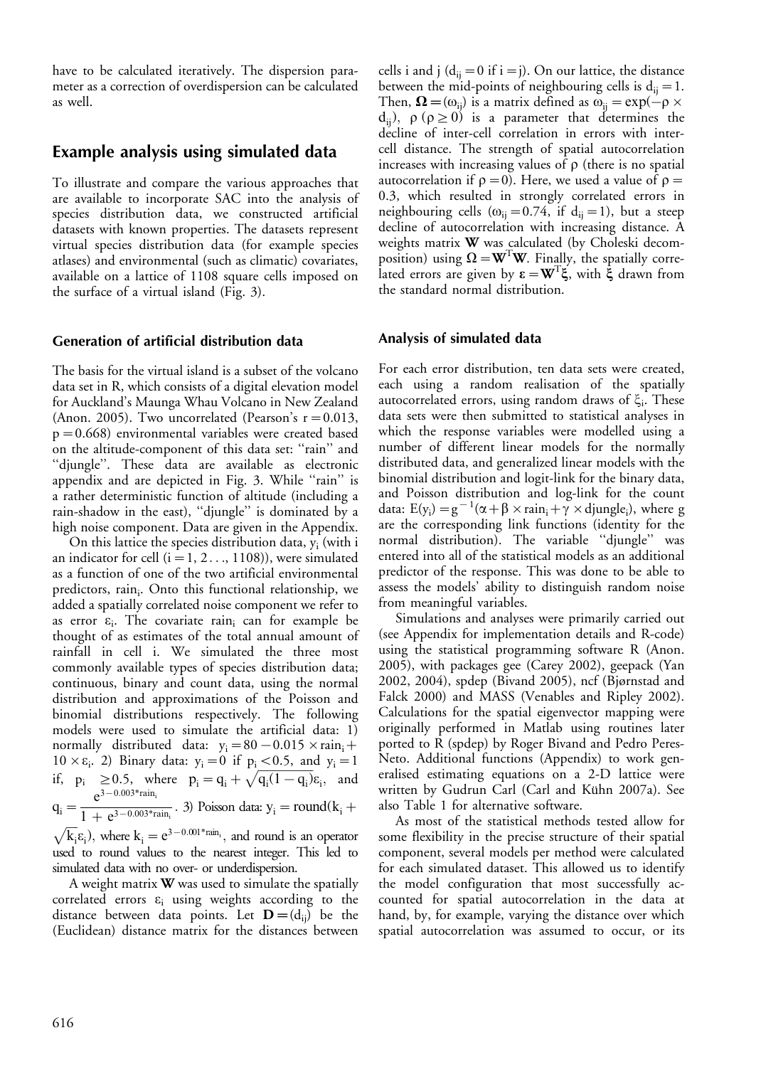have to be calculated iteratively. The dispersion parameter as a correction of overdispersion can be calculated as well.

## Example analysis using simulated data

To illustrate and compare the various approaches that are available to incorporate SAC into the analysis of species distribution data, we constructed artificial datasets with known properties. The datasets represent virtual species distribution data (for example species atlases) and environmental (such as climatic) covariates, available on a lattice of 1108 square cells imposed on the surface of a virtual island (Fig. 3).

### Generation of artificial distribution data

The basis for the virtual island is a subset of the volcano data set in R, which consists of a digital elevation model for Auckland's Maunga Whau Volcano in New Zealand (Anon. 2005). Two uncorrelated (Pearson's $r = 0.013$, $p = 0.668$) environmental variables were created based on the altitude-component of this data set: "rain" and "djungle". These data are available as electronic appendix and are depicted in Fig. 3. While "rain" is a rather deterministic function of altitude (including a rain-shadow in the east), "djungle" is dominated by a high noise component. Data are given in the Appendix.

On this lattice the species distribution data, $y_i$ (with i an indicator for cell ($i = 1, 2 \ldots, 1108$)), were simulated as a function of one of the two artificial environmental predictors, $rain_i$. Onto this functional relationship, we added a spatially correlated noise component we refer to as error $\varepsilon_i$. The covariate $rain_i$ can for example be thought of as estimates of the total annual amount of rainfall in cell i. We simulated the three most commonly available types of species distribution data; continuous, binary and count data, using the normal distribution and approximations of the Poisson and binomial distributions respectively. The following models were used to simulate the artificial data: 1) normally distributed data: $y_i = 80 - 0.015 \times rain_i + 10 \times \varepsilon_i$. 2) Binary data: $y_i = 0$ if $p_i < 0.5$, and $y_i = 1$ if, $p_i \geq 0.5$, where $p_i = q_i + \sqrt{q_i(1 - q_i)}\varepsilon_i$, and $q_i = \frac{e^{3-0.003*rain_i}}{1 + e^{3-0.003*rain_i}}$. 3) Poisson data: $y_i = \text{round}(k_i + \sqrt{k_i}\varepsilon_i)$, where $k_i = e^{3-0.001*rain_i}$, and round is an operator used to round values to the nearest integer. This led to simulated data with no over- or underdispersion.

A weight matrix $\mathbf{W}$ was used to simulate the spatially correlated errors $\varepsilon_i$ using weights according to the distance between data points. Let $\mathbf{D} = (d_{ij})$ be the (Euclidean) distance matrix for the distances between cells i and j ($d_{ij} = 0$ if $i = j$). On our lattice, the distance between the mid-points of neighbouring cells is $d_{ij} = 1$. Then, $\mathbf{\Omega} = (\omega_{ij})$ is a matrix defined as $\omega_{ij} = \exp(-\rho \times d_{ij})$, $\rho$ ($\rho \geq 0$) is a parameter that determines the decline of inter-cell correlation in errors with inter-cell distance. The strength of spatial autocorrelation increases with increasing values of $\rho$ (there is no spatial autocorrelation if $\rho = 0$). Here, we used a value of $\rho = 0.3$, which resulted in strongly correlated errors in neighbouring cells ($\omega_{ij} = 0.74$, if $d_{ij} = 1$), but a steep decline of autocorrelation with increasing distance. A weights matrix $\mathbf{W}$ was calculated (by Choleski decomposition) using $\mathbf{\Omega} = \mathbf{W}^T\mathbf{W}$. Finally, the spatially correlated errors are given by $\boldsymbol{\varepsilon} = \mathbf{W}^T\boldsymbol{\xi}$, with $\boldsymbol{\xi}$ drawn from the standard normal distribution.

### Analysis of simulated data

For each error distribution, ten data sets were created, each using a random realisation of the spatially autocorrelated errors, using random draws of $\xi_i$. These data sets were then submitted to statistical analyses in which the response variables were modelled using a number of different linear models for the normally distributed data, and generalized linear models with the binomial distribution and logit-link for the binary data, and Poisson distribution and log-link for the count data: $E(y_i) = g^{-1}(\alpha + \beta \times rain_i + \gamma \times djungle_i)$, where g are the corresponding link functions (identity for the normal distribution). The variable "djungle" was entered into all of the statistical models as an additional predictor of the response. This was done to be able to assess the models' ability to distinguish random noise from meaningful variables.

Simulations and analyses were primarily carried out (see Appendix for implementation details and R-code) using the statistical programming software R (Anon. 2005), with packages gee (Carey 2002), geepack (Yan 2002, 2004), spdep (Bivand 2005), ncf (Bjørnstad and Falck 2000) and MASS (Venables and Ripley 2002). Calculations for the spatial eigenvector mapping were originally performed in Matlab using routines later ported to R (spdep) by Roger Bivand and Pedro Peres-Neto. Additional functions (Appendix) to work generalised estimating equations on a 2-D lattice were written by Gudrun Carl (Carl and Kühn 2007a). See also Table 1 for alternative software.

As most of the statistical methods tested allow for some flexibility in the precise structure of their spatial component, several models per method were calculated for each simulated dataset. This allowed us to identify the model configuration that most successfully accounted for spatial autocorrelation in the data at hand, by, for example, varying the distance over which spatial autocorrelation was assumed to occur, or its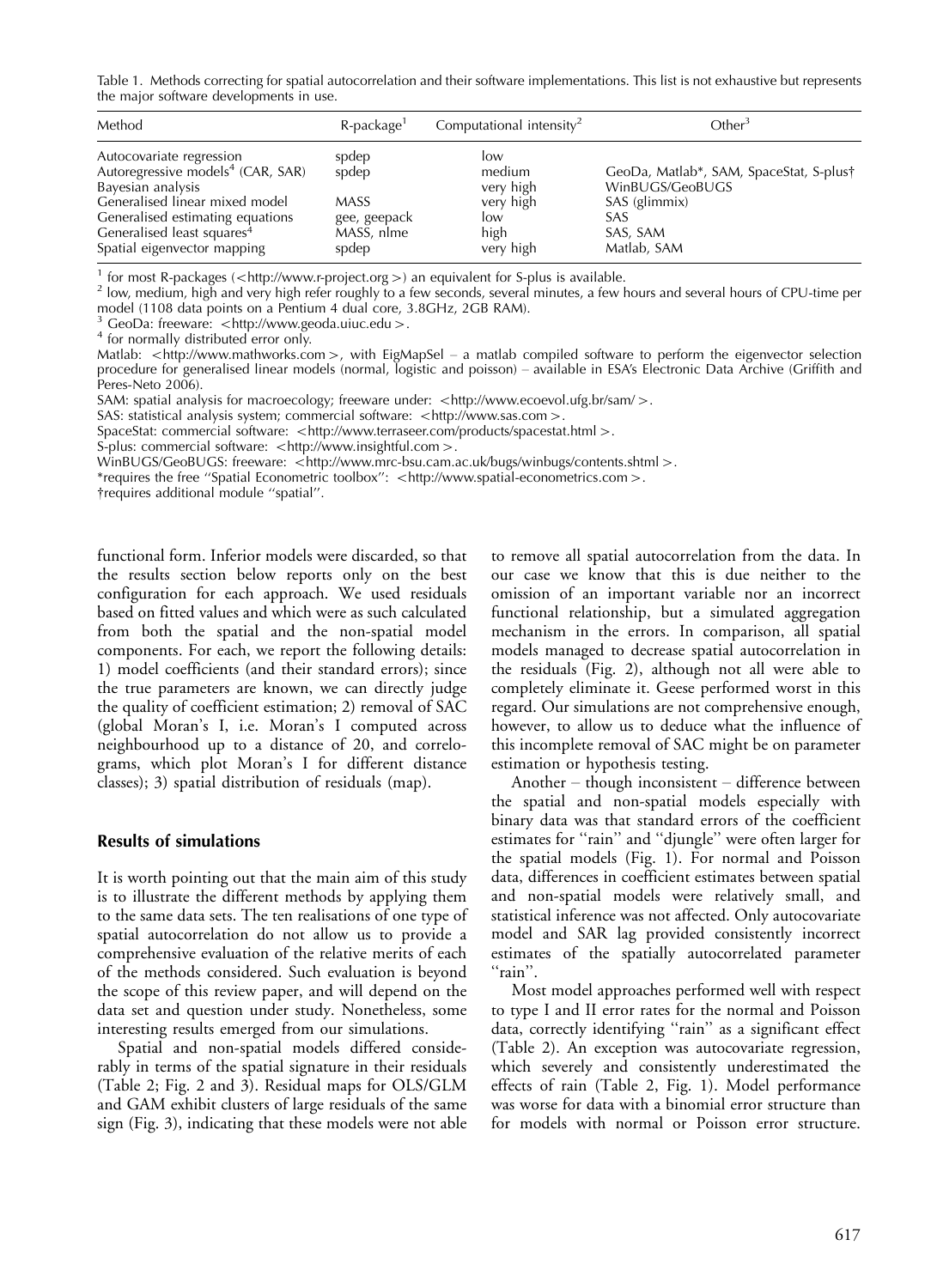Table 1. Methods correcting for spatial autocorrelation and their software implementations. This list is not exhaustive but represents the major software developments in use.

| Method | R-package[1] | Computational intensity[2] | Other[3] |
|---|---|---|---|
| Autocovariate regression | spdep | low | |
| Autoregressive models[4] (CAR, SAR) | spdep | medium | GeoDa, Matlab*, SAM, SpaceStat, S-plus† |
| Bayesian analysis | | very high | WinBUGS/GeoBUGS |
| Generalised linear mixed model | MASS | very high | SAS (glimmix) |
| Generalised estimating equations | gee, geepack | low | SAS |
| Generalised least squares[4] | MASS, nlme | high | SAS, SAM |
| Spatial eigenvector mapping | spdep | very high | Matlab, SAM |

[1] for most R-packages (<http://www.r-project.org>) an equivalent for S-plus is available.
[2] low, medium, high and very high refer roughly to a few seconds, several minutes, a few hours and several hours of CPU-time per model (1108 data points on a Pentium 4 dual core, 3.8GHz, 2GB RAM).
[3] GeoDa: freeware: <http://www.geoda.uiuc.edu>.
[4] for normally distributed error only.
Matlab: <http://www.mathworks.com>, with EigMapSel – a matlab compiled software to perform the eigenvector selection procedure for generalised linear models (normal, logistic and poisson) – available in ESA's Electronic Data Archive (Griffith and Peres-Neto 2006).
SAM: spatial analysis for macroecology; freeware under: <http://www.ecoevol.ufg.br/sam/>.
SAS: statistical analysis system; commercial software: <http://www.sas.com>.
SpaceStat: commercial software: <http://www.terraseer.com/products/spacestat.html>.
S-plus: commercial software: <http://www.insightful.com>.
WinBUGS/GeoBUGS: freeware: <http://www.mrc-bsu.cam.ac.uk/bugs/winbugs/contents.shtml>.
*requires the free "Spatial Econometric toolbox": <http://www.spatial-econometrics.com>.
†requires additional module "spatial".

functional form. Inferior models were discarded, so that the results section below reports only on the best configuration for each approach. We used residuals based on fitted values and which were as such calculated from both the spatial and the non-spatial model components. For each, we report the following details: 1) model coefficients (and their standard errors); since the true parameters are known, we can directly judge the quality of coefficient estimation; 2) removal of SAC (global Moran's I, i.e. Moran's I computed across neighbourhood up to a distance of 20, and correlograms, which plot Moran's I for different distance classes); 3) spatial distribution of residuals (map).

## Results of simulations

It is worth pointing out that the main aim of this study is to illustrate the different methods by applying them to the same data sets. The ten realisations of one type of spatial autocorrelation do not allow us to provide a comprehensive evaluation of the relative merits of each of the methods considered. Such evaluation is beyond the scope of this review paper, and will depend on the data set and question under study. Nonetheless, some interesting results emerged from our simulations.

Spatial and non-spatial models differed considerably in terms of the spatial signature in their residuals (Table 2; Fig. 2 and 3). Residual maps for OLS/GLM and GAM exhibit clusters of large residuals of the same sign (Fig. 3), indicating that these models were not able to remove all spatial autocorrelation from the data. In our case we know that this is due neither to the omission of an important variable nor an incorrect functional relationship, but a simulated aggregation mechanism in the errors. In comparison, all spatial models managed to decrease spatial autocorrelation in the residuals (Fig. 2), although not all were able to completely eliminate it. Geese performed worst in this regard. Our simulations are not comprehensive enough, however, to allow us to deduce what the influence of this incomplete removal of SAC might be on parameter estimation or hypothesis testing.

Another – though inconsistent – difference between the spatial and non-spatial models especially with binary data was that standard errors of the coefficient estimates for "rain" and "djungle" were often larger for the spatial models (Fig. 1). For normal and Poisson data, differences in coefficient estimates between spatial and non-spatial models were relatively small, and statistical inference was not affected. Only autocovariate model and SAR lag provided consistently incorrect estimates of the spatially autocorrelated parameter "rain".

Most model approaches performed well with respect to type I and II error rates for the normal and Poisson data, correctly identifying "rain" as a significant effect (Table 2). An exception was autocovariate regression, which severely and consistently underestimated the effects of rain (Table 2, Fig. 1). Model performance was worse for data with a binomial error structure than for models with normal or Poisson error structure.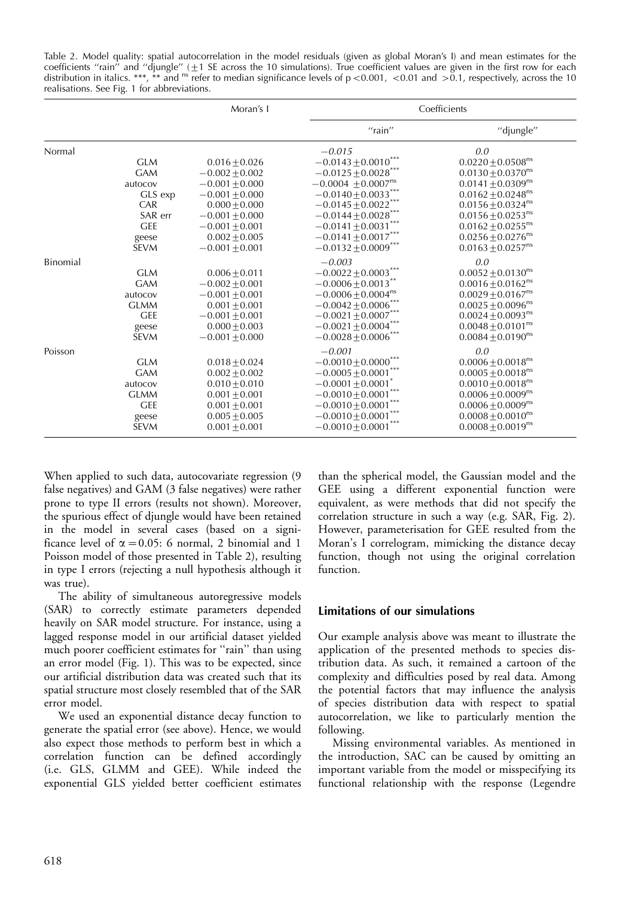Table 2. Model quality: spatial autocorrelation in the model residuals (given as global Moran's I) and mean estimates for the coefficients "rain" and "djungle" (±1 SE across the 10 simulations). True coefficient values are given in the first row for each distribution in italics. \*\*\*, \*\* and $^{ns}$ refer to median significance levels of $p < 0.001$, $< 0.01$ and $> 0.1$, respectively, across the 10 realisations. See Fig. 1 for abbreviations.

| | | Moran's I | Coefficients | |
|---|---|---|---|---|
| | | | "rain" | "djungle" |
| Normal | | | *−0.015* | *0.0* |
| | GLM | $0.016 \pm 0.026$ | $-0.0143 \pm 0.0010^{***}$ | $0.0220 \pm 0.0508^{ns}$ |
| | GAM | $-0.002 \pm 0.002$ | $-0.0125 \pm 0.0028^{***}$ | $0.0130 \pm 0.0370^{ns}$ |
| | autocov | $-0.001 \pm 0.000$ | $-0.0004 \pm 0.0007^{ns}$ | $0.0141 \pm 0.0309^{ns}$ |
| | GLS exp | $-0.001 \pm 0.000$ | $-0.0140 \pm 0.0033^{***}$ | $0.0162 \pm 0.0248^{ns}$ |
| | CAR | $0.000 \pm 0.000$ | $-0.0145 \pm 0.0022^{***}$ | $0.0156 \pm 0.0324^{ns}$ |
| | SAR err | $-0.001 \pm 0.000$ | $-0.0144 \pm 0.0028^{***}$ | $0.0156 \pm 0.0253^{ns}$ |
| | GEE | $-0.001 \pm 0.001$ | $-0.0141 \pm 0.0031^{***}$ | $0.0162 \pm 0.0255^{ns}$ |
| | geese | $0.002 \pm 0.005$ | $-0.0141 \pm 0.0017^{***}$ | $0.0256 \pm 0.0276^{ns}$ |
| | SEVM | $-0.001 \pm 0.001$ | $-0.0132 \pm 0.0009^{***}$ | $0.0163 \pm 0.0257^{ns}$ |
| Binomial | | | *−0.003* | *0.0* |
| | GLM | $0.006 \pm 0.011$ | $-0.0022 \pm 0.0003^{***}$ | $0.0052 \pm 0.0130^{ns}$ |
| | GAM | $-0.002 \pm 0.001$ | $-0.0006 \pm 0.0013^{**}$ | $0.0016 \pm 0.0162^{ns}$ |
| | autocov | $-0.001 \pm 0.001$ | $-0.0006 \pm 0.0004^{ns}$ | $0.0029 \pm 0.0167^{ns}$ |
| | GLMM | $0.001 \pm 0.001$ | $-0.0042 \pm 0.0006^{***}$ | $0.0025 \pm 0.0096^{ns}$ |
| | GEE | $-0.001 \pm 0.001$ | $-0.0021 \pm 0.0007^{***}$ | $0.0024 \pm 0.0093^{ns}$ |
| | geese | $0.000 \pm 0.003$ | $-0.0021 \pm 0.0004^{***}$ | $0.0048 \pm 0.0101^{ns}$ |
| | SEVM | $-0.001 \pm 0.000$ | $-0.0028 \pm 0.0006^{***}$ | $0.0084 \pm 0.0190^{ns}$ |
| Poisson | | | *−0.001* | *0.0* |
| | GLM | $0.018 \pm 0.024$ | $-0.0010 \pm 0.0000^{***}$ | $0.0006 \pm 0.0018^{ns}$ |
| | GAM | $0.002 \pm 0.002$ | $-0.0005 \pm 0.0001^{***}$ | $0.0005 \pm 0.0018^{ns}$ |
| | autocov | $0.010 \pm 0.010$ | $-0.0001 \pm 0.0001^{*}$ | $0.0010 \pm 0.0018^{ns}$ |
| | GLMM | $0.001 \pm 0.001$ | $-0.0010 \pm 0.0001^{***}$ | $0.0006 \pm 0.0009^{ns}$ |
| | GEE | $0.001 \pm 0.001$ | $-0.0010 \pm 0.0001^{***}$ | $0.0006 \pm 0.0009^{ns}$ |
| | geese | $0.005 \pm 0.005$ | $-0.0010 \pm 0.0001^{***}$ | $0.0008 \pm 0.0010^{ns}$ |
| | SEVM | $0.001 \pm 0.001$ | $-0.0010 \pm 0.0001^{***}$ | $0.0008 \pm 0.0019^{ns}$ |

When applied to such data, autocovariate regression (9 false negatives) and GAM (3 false negatives) were rather prone to type II errors (results not shown). Moreover, the spurious effect of djungle would have been retained in the model in several cases (based on a significance level of $\alpha = 0.05$: 6 normal, 2 binomial and 1 Poisson model of those presented in Table 2), resulting in type I errors (rejecting a null hypothesis although it was true).

The ability of simultaneous autoregressive models (SAR) to correctly estimate parameters depended heavily on SAR model structure. For instance, using a lagged response model in our artificial dataset yielded much poorer coefficient estimates for "rain" than using an error model (Fig. 1). This was to be expected, since our artificial distribution data was created such that its spatial structure most closely resembled that of the SAR error model.

We used an exponential distance decay function to generate the spatial error (see above). Hence, we would also expect those methods to perform best in which a correlation function can be defined accordingly (i.e. GLS, GLMM and GEE). While indeed the exponential GLS yielded better coefficient estimates than the spherical model, the Gaussian model and the GEE using a different exponential function were equivalent, as were methods that did not specify the correlation structure in such a way (e.g. SAR, Fig. 2). However, parameterisation for GEE resulted from the Moran's I correlogram, mimicking the distance decay function, though not using the original correlation function.

### Limitations of our simulations

Our example analysis above was meant to illustrate the application of the presented methods to species distribution data. As such, it remained a cartoon of the complexity and difficulties posed by real data. Among the potential factors that may influence the analysis of species distribution data with respect to spatial autocorrelation, we like to particularly mention the following.

Missing environmental variables. As mentioned in the introduction, SAC can be caused by omitting an important variable from the model or misspecifying its functional relationship with the response (Legendre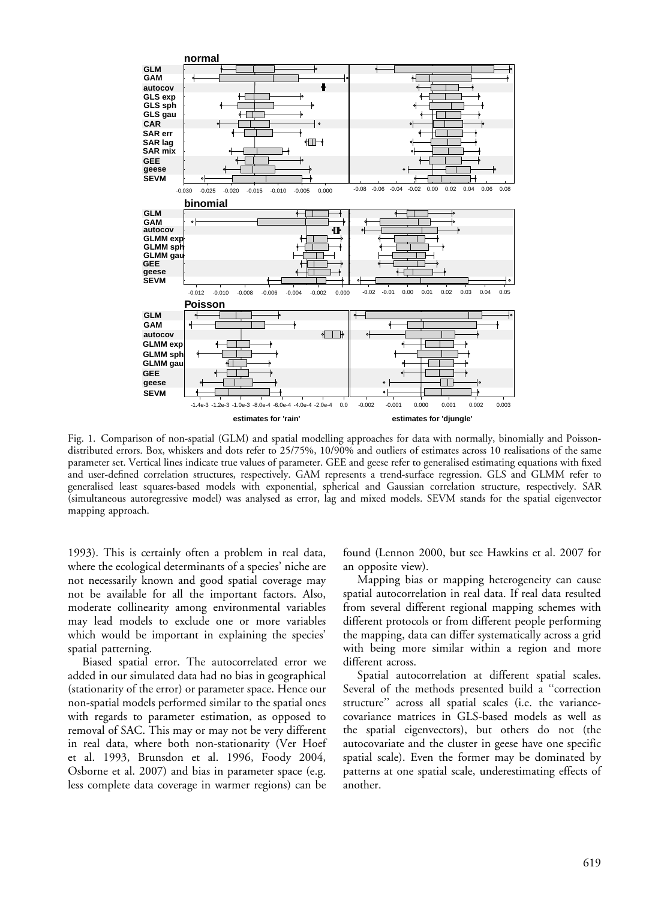Fig. 1. Comparison of non-spatial (GLM) and spatial modelling approaches for data with normally, binomially and Poisson-distributed errors. Box, whiskers and dots refer to 25/75%, 10/90% and outliers of estimates across 10 realisations of the same parameter set. Vertical lines indicate true values of parameter. GEE and geese refer to generalised estimating equations with fixed and user-defined correlation structures, respectively. GAM represents a trend-surface regression. GLS and GLMM refer to generalised least squares-based models with exponential, spherical and Gaussian correlation structure, respectively. SAR (simultaneous autoregressive model) was analysed as error, lag and mixed models. SEVM stands for the spatial eigenvector mapping approach.

1993). This is certainly often a problem in real data, where the ecological determinants of a species' niche are not necessarily known and good spatial coverage may not be available for all the important factors. Also, moderate collinearity among environmental variables may lead models to exclude one or more variables which would be important in explaining the species' spatial patterning.

Biased spatial error. The autocorrelated error we added in our simulated data had no bias in geographical (stationarity of the error) or parameter space. Hence our non-spatial models performed similar to the spatial ones with regards to parameter estimation, as opposed to removal of SAC. This may or may not be very different in real data, where both non-stationarity (Ver Hoef et al. 1993, Brunsdon et al. 1996, Foody 2004, Osborne et al. 2007) and bias in parameter space (e.g. less complete data coverage in warmer regions) can be found (Lennon 2000, but see Hawkins et al. 2007 for an opposite view).

Mapping bias or mapping heterogeneity can cause spatial autocorrelation in real data. If real data resulted from several different regional mapping schemes with different protocols or from different people performing the mapping, data can differ systematically across a grid with being more similar within a region and more different across.

Spatial autocorrelation at different spatial scales. Several of the methods presented build a ''correction structure'' across all spatial scales (i.e. the variance-covariance matrices in GLS-based models as well as the spatial eigenvectors), but others do not (the autocovariate and the cluster in geese have one specific spatial scale). Even the former may be dominated by patterns at one spatial scale, underestimating effects of another.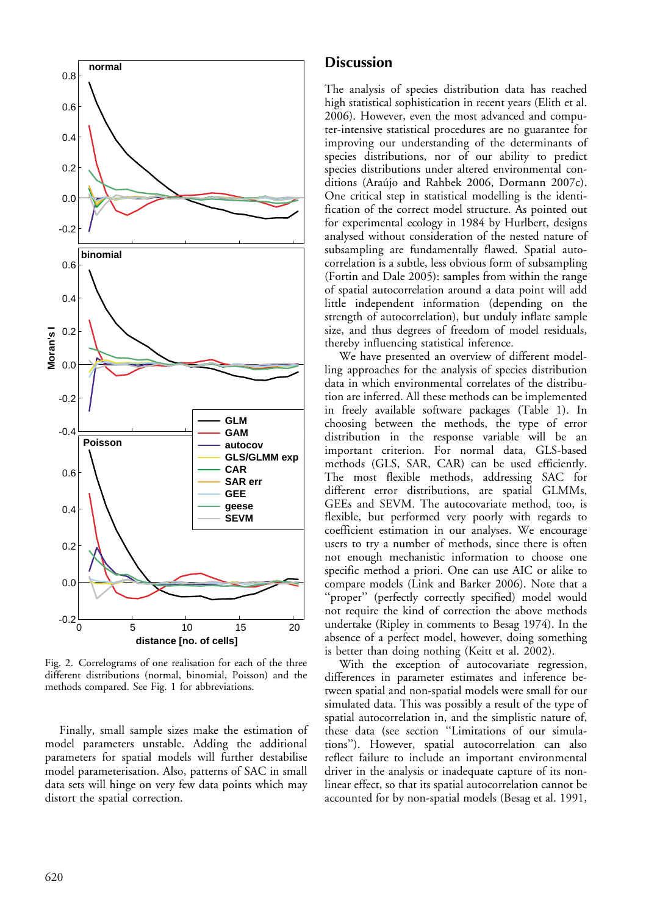Fig. 2. Correlograms of one realisation for each of the three different distributions (normal, binomial, Poisson) and the methods compared. See Fig. 1 for abbreviations.

Finally, small sample sizes make the estimation of model parameters unstable. Adding the additional parameters for spatial models will further destabilise model parameterisation. Also, patterns of SAC in small data sets will hinge on very few data points which may distort the spatial correction.

## Discussion

The analysis of species distribution data has reached high statistical sophistication in recent years (Elith et al. 2006). However, even the most advanced and computer-intensive statistical procedures are no guarantee for improving our understanding of the determinants of species distributions, nor of our ability to predict species distributions under altered environmental conditions (Araújo and Rahbek 2006, Dormann 2007c). One critical step in statistical modelling is the identification of the correct model structure. As pointed out for experimental ecology in 1984 by Hurlbert, designs analysed without consideration of the nested nature of subsampling are fundamentally flawed. Spatial autocorrelation is a subtle, less obvious form of subsampling (Fortin and Dale 2005): samples from within the range of spatial autocorrelation around a data point will add little independent information (depending on the strength of autocorrelation), but unduly inflate sample size, and thus degrees of freedom of model residuals, thereby influencing statistical inference.

We have presented an overview of different modelling approaches for the analysis of species distribution data in which environmental correlates of the distribution are inferred. All these methods can be implemented in freely available software packages (Table 1). In choosing between the methods, the type of error distribution in the response variable will be an important criterion. For normal data, GLS-based methods (GLS, SAR, CAR) can be used efficiently. The most flexible methods, addressing SAC for different error distributions, are spatial GLMMs, GEEs and SEVM. The autocovariate method, too, is flexible, but performed very poorly with regards to coefficient estimation in our analyses. We encourage users to try a number of methods, since there is often not enough mechanistic information to choose one specific method a priori. One can use AIC or alike to compare models (Link and Barker 2006). Note that a "proper" (perfectly correctly specified) model would not require the kind of correction the above methods undertake (Ripley in comments to Besag 1974). In the absence of a perfect model, however, doing something is better than doing nothing (Keitt et al. 2002).

With the exception of autocovariate regression, differences in parameter estimates and inference between spatial and non-spatial models were small for our simulated data. This was possibly a result of the type of spatial autocorrelation in, and the simplistic nature of, these data (see section "Limitations of our simulations"). However, spatial autocorrelation can also reflect failure to include an important environmental driver in the analysis or inadequate capture of its non-linear effect, so that its spatial autocorrelation cannot be accounted for by non-spatial models (Besag et al. 1991,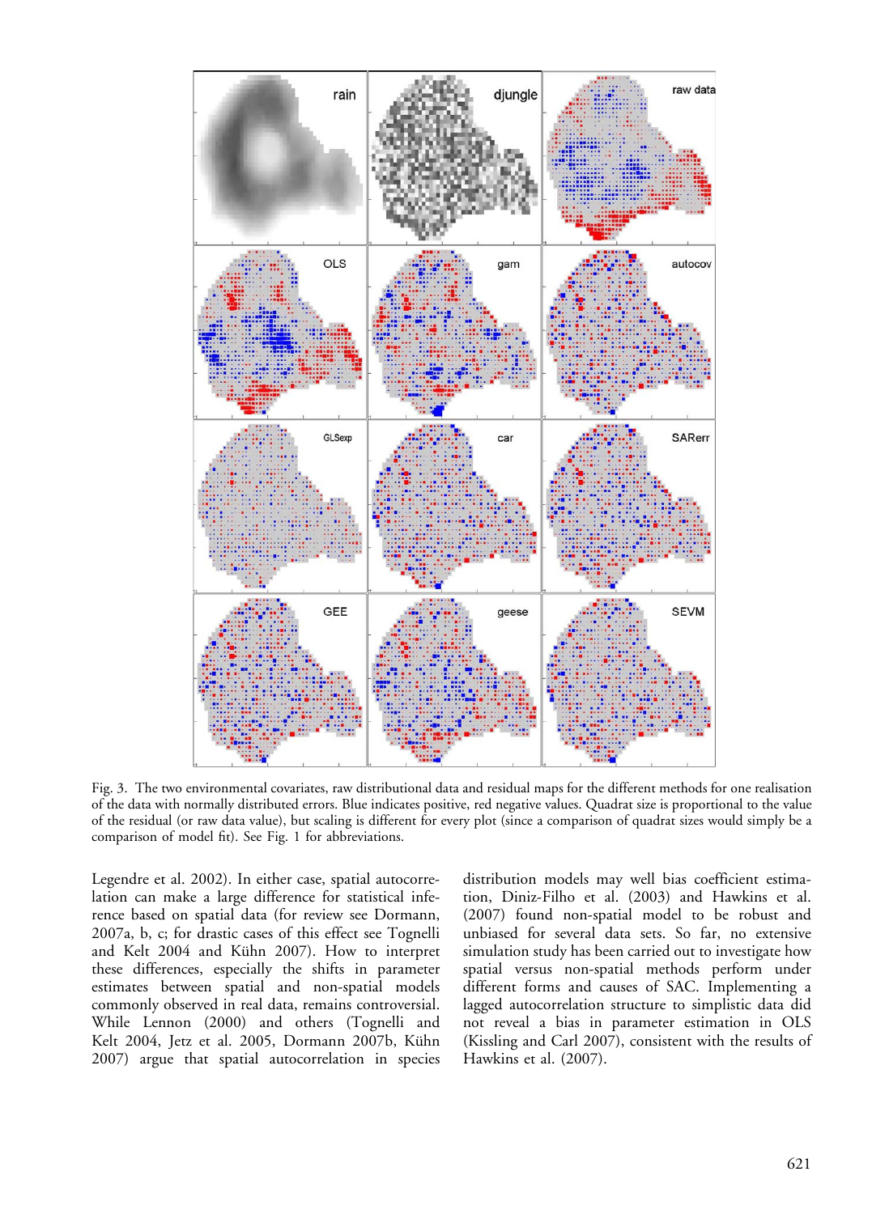Fig. 3. The two environmental covariates, raw distributional data and residual maps for the different methods for one realisation of the data with normally distributed errors. Blue indicates positive, red negative values. Quadrat size is proportional to the value of the residual (or raw data value), but scaling is different for every plot (since a comparison of quadrat sizes would simply be a comparison of model fit). See Fig. 1 for abbreviations.

Legendre et al. 2002). In either case, spatial autocorrelation can make a large difference for statistical inference based on spatial data (for review see Dormann, 2007a, b, c; for drastic cases of this effect see Tognelli and Kelt 2004 and Kühn 2007). How to interpret these differences, especially the shifts in parameter estimates between spatial and non-spatial models commonly observed in real data, remains controversial. While Lennon (2000) and others (Tognelli and Kelt 2004, Jetz et al. 2005, Dormann 2007b, Kühn 2007) argue that spatial autocorrelation in species distribution models may well bias coefficient estimation, Diniz-Filho et al. (2003) and Hawkins et al. (2007) found non-spatial model to be robust and unbiased for several data sets. So far, no extensive simulation study has been carried out to investigate how spatial versus non-spatial methods perform under different forms and causes of SAC. Implementing a lagged autocorrelation structure to simplistic data did not reveal a bias in parameter estimation in OLS (Kissling and Carl 2007), consistent with the results of Hawkins et al. (2007).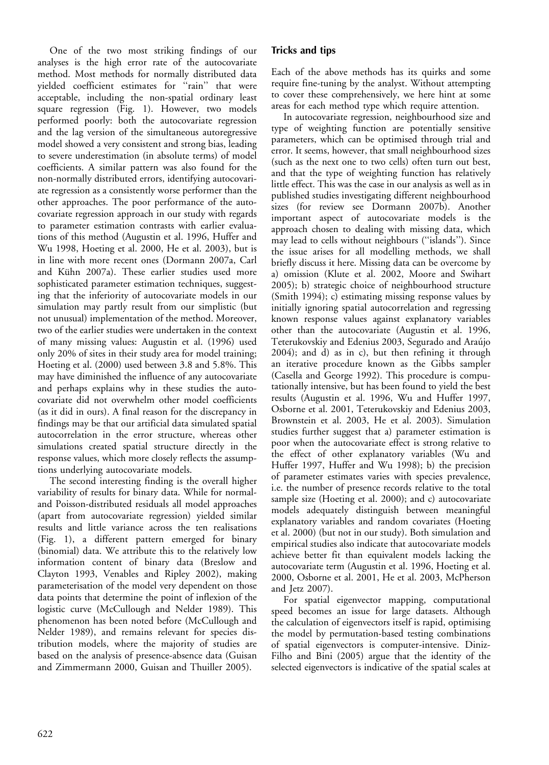One of the two most striking findings of our analyses is the high error rate of the autocovariate method. Most methods for normally distributed data yielded coefficient estimates for "rain" that were acceptable, including the non-spatial ordinary least square regression (Fig. 1). However, two models performed poorly: both the autocovariate regression and the lag version of the simultaneous autoregressive model showed a very consistent and strong bias, leading to severe underestimation (in absolute terms) of model coefficients. A similar pattern was also found for the non-normally distributed errors, identifying autocovariate regression as a consistently worse performer than the other approaches. The poor performance of the autocovariate regression approach in our study with regards to parameter estimation contrasts with earlier evaluations of this method (Augustin et al. 1996, Huffer and Wu 1998, Hoeting et al. 2000, He et al. 2003), but is in line with more recent ones (Dormann 2007a, Carl and Kühn 2007a). These earlier studies used more sophisticated parameter estimation techniques, suggesting that the inferiority of autocovariate models in our simulation may partly result from our simplistic (but not unusual) implementation of the method. Moreover, two of the earlier studies were undertaken in the context of many missing values: Augustin et al. (1996) used only 20% of sites in their study area for model training; Hoeting et al. (2000) used between 3.8 and 5.8%. This may have diminished the influence of any autocovariate and perhaps explains why in these studies the autocovariate did not overwhelm other model coefficients (as it did in ours). A final reason for the discrepancy in findings may be that our artificial data simulated spatial autocorrelation in the error structure, whereas other simulations created spatial structure directly in the response values, which more closely reflects the assumptions underlying autocovariate models.

The second interesting finding is the overall higher variability of results for binary data. While for normal- and Poisson-distributed residuals all model approaches (apart from autocovariate regression) yielded similar results and little variance across the ten realisations (Fig. 1), a different pattern emerged for binary (binomial) data. We attribute this to the relatively low information content of binary data (Breslow and Clayton 1993, Venables and Ripley 2002), making parameterisation of the model very dependent on those data points that determine the point of inflexion of the logistic curve (McCullough and Nelder 1989). This phenomenon has been noted before (McCullough and Nelder 1989), and remains relevant for species distribution models, where the majority of studies are based on the analysis of presence-absence data (Guisan and Zimmermann 2000, Guisan and Thuiller 2005).

## Tricks and tips

Each of the above methods has its quirks and some require fine-tuning by the analyst. Without attempting to cover these comprehensively, we here hint at some areas for each method type which require attention.

In autocovariate regression, neighbourhood size and type of weighting function are potentially sensitive parameters, which can be optimised through trial and error. It seems, however, that small neighbourhood sizes (such as the next one to two cells) often turn out best, and that the type of weighting function has relatively little effect. This was the case in our analysis as well as in published studies investigating different neighbourhood sizes (for review see Dormann 2007b). Another important aspect of autocovariate models is the approach chosen to dealing with missing data, which may lead to cells without neighbours ("islands"). Since the issue arises for all modelling methods, we shall briefly discuss it here. Missing data can be overcome by a) omission (Klute et al. 2002, Moore and Swihart 2005); b) strategic choice of neighbourhood structure (Smith 1994); c) estimating missing response values by initially ignoring spatial autocorrelation and regressing known response values against explanatory variables other than the autocovariate (Augustin et al. 1996, Teterukovskiy and Edenius 2003, Segurado and Araújo 2004); and d) as in c), but then refining it through an iterative procedure known as the Gibbs sampler (Casella and George 1992). This procedure is computationally intensive, but has been found to yield the best results (Augustin et al. 1996, Wu and Huffer 1997, Osborne et al. 2001, Teterukovskiy and Edenius 2003, Brownstein et al. 2003, He et al. 2003). Simulation studies further suggest that a) parameter estimation is poor when the autocovariate effect is strong relative to the effect of other explanatory variables (Wu and Huffer 1997, Huffer and Wu 1998); b) the precision of parameter estimates varies with species prevalence, i.e. the number of presence records relative to the total sample size (Hoeting et al. 2000); and c) autocovariate models adequately distinguish between meaningful explanatory variables and random covariates (Hoeting et al. 2000) (but not in our study). Both simulation and empirical studies also indicate that autocovariate models achieve better fit than equivalent models lacking the autocovariate term (Augustin et al. 1996, Hoeting et al. 2000, Osborne et al. 2001, He et al. 2003, McPherson and Jetz 2007).

For spatial eigenvector mapping, computational speed becomes an issue for large datasets. Although the calculation of eigenvectors itself is rapid, optimising the model by permutation-based testing combinations of spatial eigenvectors is computer-intensive. Diniz-Filho and Bini (2005) argue that the identity of the selected eigenvectors is indicative of the spatial scales at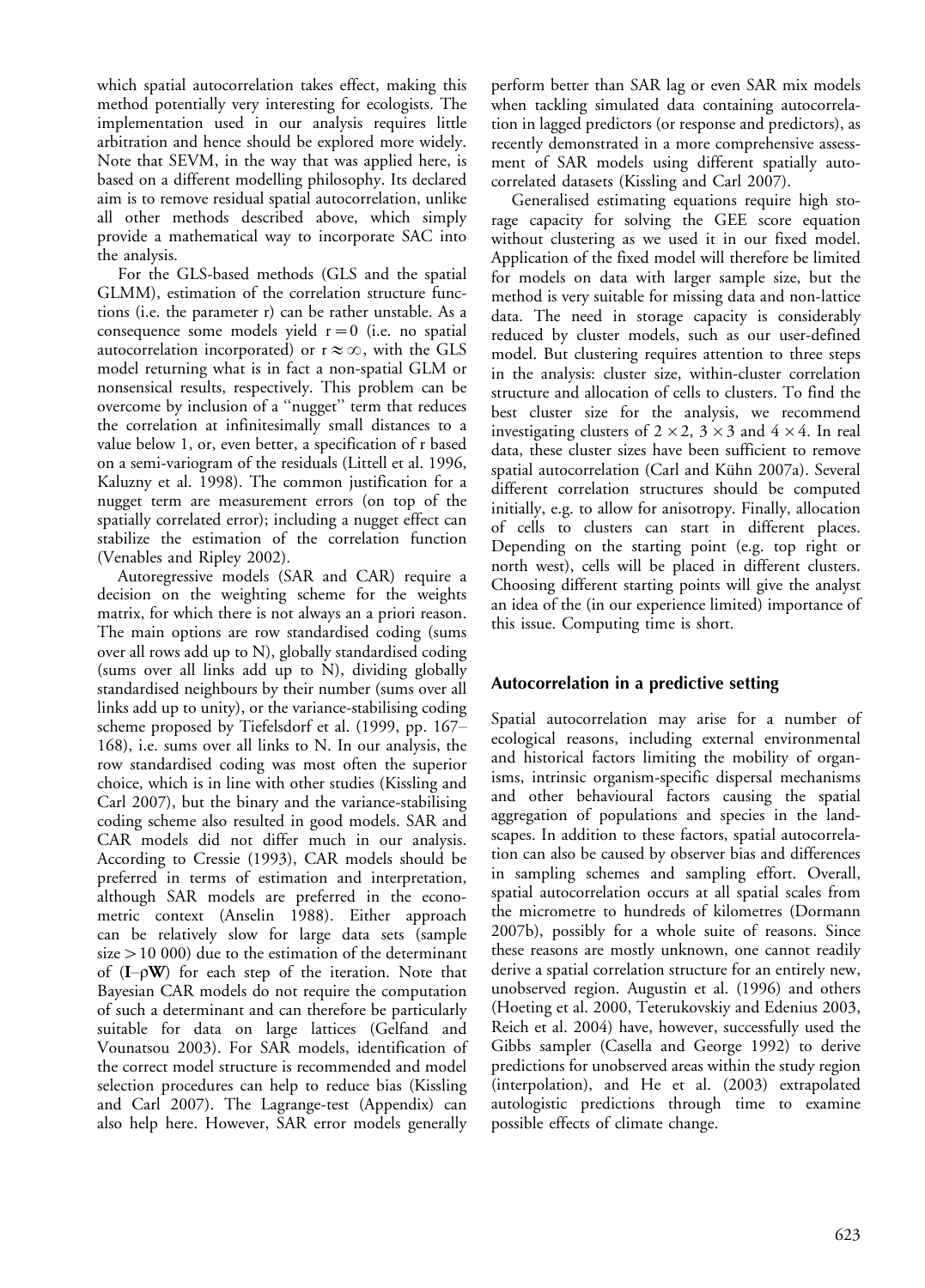which spatial autocorrelation takes effect, making this method potentially very interesting for ecologists. The implementation used in our analysis requires little arbitration and hence should be explored more widely. Note that SEVM, in the way that was applied here, is based on a different modelling philosophy. Its declared aim is to remove residual spatial autocorrelation, unlike all other methods described above, which simply provide a mathematical way to incorporate SAC into the analysis.

For the GLS-based methods (GLS and the spatial GLMM), estimation of the correlation structure functions (i.e. the parameter r) can be rather unstable. As a consequence some models yield $r = 0$ (i.e. no spatial autocorrelation incorporated) or $r \approx \infty$, with the GLS model returning what is in fact a non-spatial GLM or nonsensical results, respectively. This problem can be overcome by inclusion of a "nugget" term that reduces the correlation at infinitesimally small distances to a value below 1, or, even better, a specification of r based on a semi-variogram of the residuals (Littell et al. 1996, Kaluzny et al. 1998). The common justification for a nugget term are measurement errors (on top of the spatially correlated error); including a nugget effect can stabilize the estimation of the correlation function (Venables and Ripley 2002).

Autoregressive models (SAR and CAR) require a decision on the weighting scheme for the weights matrix, for which there is not always an a priori reason. The main options are row standardised coding (sums over all rows add up to N), globally standardised coding (sums over all links add up to N), dividing globally standardised neighbours by their number (sums over all links add up to unity), or the variance-stabilising coding scheme proposed by Tiefelsdorf et al. (1999, pp. 167–168), i.e. sums over all links to N. In our analysis, the row standardised coding was most often the superior choice, which is in line with other studies (Kissling and Carl 2007), but the binary and the variance-stabilising coding scheme also resulted in good models. SAR and CAR models did not differ much in our analysis. According to Cressie (1993), CAR models should be preferred in terms of estimation and interpretation, although SAR models are preferred in the econometric context (Anselin 1988). Either approach can be relatively slow for large data sets (sample size > 10 000) due to the estimation of the determinant of $(\mathbf{I}-\rho\mathbf{W})$ for each step of the iteration. Note that Bayesian CAR models do not require the computation of such a determinant and can therefore be particularly suitable for data on large lattices (Gelfand and Vounatsou 2003). For SAR models, identification of the correct model structure is recommended and model selection procedures can help to reduce bias (Kissling and Carl 2007). The Lagrange-test (Appendix) can also help here. However, SAR error models generally perform better than SAR lag or even SAR mix models when tackling simulated data containing autocorrelation in lagged predictors (or response and predictors), as recently demonstrated in a more comprehensive assessment of SAR models using different spatially autocorrelated datasets (Kissling and Carl 2007).

Generalised estimating equations require high storage capacity for solving the GEE score equation without clustering as we used it in our fixed model. Application of the fixed model will therefore be limited for models on data with larger sample size, but the method is very suitable for missing data and non-lattice data. The need in storage capacity is considerably reduced by cluster models, such as our user-defined model. But clustering requires attention to three steps in the analysis: cluster size, within-cluster correlation structure and allocation of cells to clusters. To find the best cluster size for the analysis, we recommend investigating clusters of $2 \times 2$, $3 \times 3$ and $4 \times 4$. In real data, these cluster sizes have been sufficient to remove spatial autocorrelation (Carl and Kühn 2007a). Several different correlation structures should be computed initially, e.g. to allow for anisotropy. Finally, allocation of cells to clusters can start in different places. Depending on the starting point (e.g. top right or north west), cells will be placed in different clusters. Choosing different starting points will give the analyst an idea of the (in our experience limited) importance of this issue. Computing time is short.

## Autocorrelation in a predictive setting

Spatial autocorrelation may arise for a number of ecological reasons, including external environmental and historical factors limiting the mobility of organisms, intrinsic organism-specific dispersal mechanisms and other behavioural factors causing the spatial aggregation of populations and species in the landscapes. In addition to these factors, spatial autocorrelation can also be caused by observer bias and differences in sampling schemes and sampling effort. Overall, spatial autocorrelation occurs at all spatial scales from the micrometre to hundreds of kilometres (Dormann 2007b), possibly for a whole suite of reasons. Since these reasons are mostly unknown, one cannot readily derive a spatial correlation structure for an entirely new, unobserved region. Augustin et al. (1996) and others (Hoeting et al. 2000, Teterukovskiy and Edenius 2003, Reich et al. 2004) have, however, successfully used the Gibbs sampler (Casella and George 1992) to derive predictions for unobserved areas within the study region (interpolation), and He et al. (2003) extrapolated autologistic predictions through time to examine possible effects of climate change.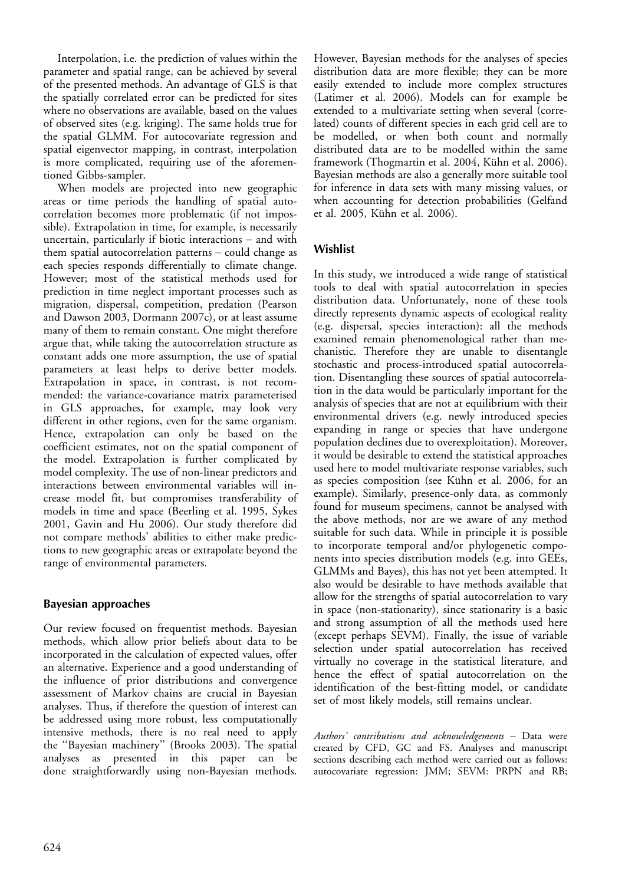Interpolation, i.e. the prediction of values within the parameter and spatial range, can be achieved by several of the presented methods. An advantage of GLS is that the spatially correlated error can be predicted for sites where no observations are available, based on the values of observed sites (e.g. kriging). The same holds true for the spatial GLMM. For autocovariate regression and spatial eigenvector mapping, in contrast, interpolation is more complicated, requiring use of the aforementioned Gibbs-sampler.

When models are projected into new geographic areas or time periods the handling of spatial autocorrelation becomes more problematic (if not impossible). Extrapolation in time, for example, is necessarily uncertain, particularly if biotic interactions – and with them spatial autocorrelation patterns – could change as each species responds differentially to climate change. However; most of the statistical methods used for prediction in time neglect important processes such as migration, dispersal, competition, predation (Pearson and Dawson 2003, Dormann 2007c), or at least assume many of them to remain constant. One might therefore argue that, while taking the autocorrelation structure as constant adds one more assumption, the use of spatial parameters at least helps to derive better models. Extrapolation in space, in contrast, is not recommended: the variance-covariance matrix parameterised in GLS approaches, for example, may look very different in other regions, even for the same organism. Hence, extrapolation can only be based on the coefficient estimates, not on the spatial component of the model. Extrapolation is further complicated by model complexity. The use of non-linear predictors and interactions between environmental variables will increase model fit, but compromises transferability of models in time and space (Beerling et al. 1995, Sykes 2001, Gavin and Hu 2006). Our study therefore did not compare methods' abilities to either make predictions to new geographic areas or extrapolate beyond the range of environmental parameters.

## Bayesian approaches

Our review focused on frequentist methods. Bayesian methods, which allow prior beliefs about data to be incorporated in the calculation of expected values, offer an alternative. Experience and a good understanding of the influence of prior distributions and convergence assessment of Markov chains are crucial in Bayesian analyses. Thus, if therefore the question of interest can be addressed using more robust, less computationally intensive methods, there is no real need to apply the ''Bayesian machinery'' (Brooks 2003). The spatial analyses as presented in this paper can be done straightforwardly using non-Bayesian methods. However, Bayesian methods for the analyses of species distribution data are more flexible; they can be more easily extended to include more complex structures (Latimer et al. 2006). Models can for example be extended to a multivariate setting when several (correlated) counts of different species in each grid cell are to be modelled, or when both count and normally distributed data are to be modelled within the same framework (Thogmartin et al. 2004, Kühn et al. 2006). Bayesian methods are also a generally more suitable tool for inference in data sets with many missing values, or when accounting for detection probabilities (Gelfand et al. 2005, Kühn et al. 2006).

## Wishlist

In this study, we introduced a wide range of statistical tools to deal with spatial autocorrelation in species distribution data. Unfortunately, none of these tools directly represents dynamic aspects of ecological reality (e.g. dispersal, species interaction): all the methods examined remain phenomenological rather than mechanistic. Therefore they are unable to disentangle stochastic and process-introduced spatial autocorrelation. Disentangling these sources of spatial autocorrelation in the data would be particularly important for the analysis of species that are not at equilibrium with their environmental drivers (e.g. newly introduced species expanding in range or species that have undergone population declines due to overexploitation). Moreover, it would be desirable to extend the statistical approaches used here to model multivariate response variables, such as species composition (see Kühn et al. 2006, for an example). Similarly, presence-only data, as commonly found for museum specimens, cannot be analysed with the above methods, nor are we aware of any method suitable for such data. While in principle it is possible to incorporate temporal and/or phylogenetic components into species distribution models (e.g. into GEEs, GLMMs and Bayes), this has not yet been attempted. It also would be desirable to have methods available that allow for the strengths of spatial autocorrelation to vary in space (non-stationarity), since stationarity is a basic and strong assumption of all the methods used here (except perhaps SEVM). Finally, the issue of variable selection under spatial autocorrelation has received virtually no coverage in the statistical literature, and hence the effect of spatial autocorrelation on the identification of the best-fitting model, or candidate set of most likely models, still remains unclear.

*Authors' contributions and acknowledgements* – Data were created by CFD, GC and FS. Analyses and manuscript sections describing each method were carried out as follows: autocovariate regression: JMM; SEVM: PRPN and RB;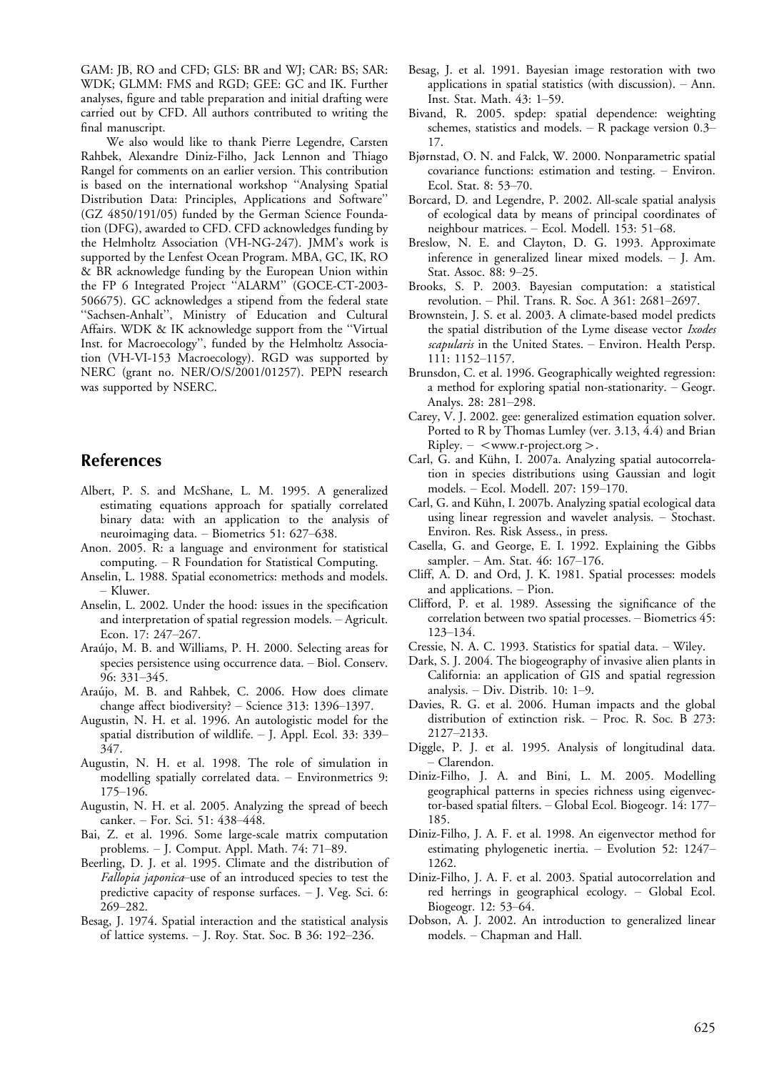GAM: JB, RO and CFD; GLS: BR and WJ; CAR: BS; SAR: WDK; GLMM: FMS and RGD; GEE: GC and IK. Further analyses, figure and table preparation and initial drafting were carried out by CFD. All authors contributed to writing the final manuscript.

We also would like to thank Pierre Legendre, Carsten Rahbek, Alexandre Diniz-Filho, Jack Lennon and Thiago Rangel for comments on an earlier version. This contribution is based on the international workshop ''Analysing Spatial Distribution Data: Principles, Applications and Software'' (GZ 4850/191/05) funded by the German Science Foundation (DFG), awarded to CFD. CFD acknowledges funding by the Helmholtz Association (VH-NG-247). JMM's work is supported by the Lenfest Ocean Program. MBA, GC, IK, RO & BR acknowledge funding by the European Union within the FP 6 Integrated Project ''ALARM'' (GOCE-CT-2003-506675). GC acknowledges a stipend from the federal state ''Sachsen-Anhalt'', Ministry of Education and Cultural Affairs. WDK & IK acknowledge support from the ''Virtual Inst. for Macroecology'', funded by the Helmholtz Association (VH-VI-153 Macroecology). RGD was supported by NERC (grant no. NER/O/S/2001/01257). PEPN research was supported by NSERC.

## References

- Albert, P. S. and McShane, L. M. 1995. A generalized estimating equations approach for spatially correlated binary data: with an application to the analysis of neuroimaging data. – Biometrics 51: 627–638.
- Anon. 2005. R: a language and environment for statistical computing. – R Foundation for Statistical Computing.
- Anselin, L. 1988. Spatial econometrics: methods and models. – Kluwer.
- Anselin, L. 2002. Under the hood: issues in the specification and interpretation of spatial regression models. – Agricult. Econ. 17: 247–267.
- Araújo, M. B. and Williams, P. H. 2000. Selecting areas for species persistence using occurrence data. – Biol. Conserv. 96: 331–345.
- Araújo, M. B. and Rahbek, C. 2006. How does climate change affect biodiversity? – Science 313: 1396–1397.
- Augustin, N. H. et al. 1996. An autologistic model for the spatial distribution of wildlife. – J. Appl. Ecol. 33: 339–347.
- Augustin, N. H. et al. 1998. The role of simulation in modelling spatially correlated data. – Environmetrics 9: 175–196.
- Augustin, N. H. et al. 2005. Analyzing the spread of beech canker. – For. Sci. 51: 438–448.
- Bai, Z. et al. 1996. Some large-scale matrix computation problems. – J. Comput. Appl. Math. 74: 71–89.
- Beerling, D. J. et al. 1995. Climate and the distribution of *Fallopia japonica*–use of an introduced species to test the predictive capacity of response surfaces. – J. Veg. Sci. 6: 269–282.
- Besag, J. 1974. Spatial interaction and the statistical analysis of lattice systems. – J. Roy. Stat. Soc. B 36: 192–236.
- Besag, J. et al. 1991. Bayesian image restoration with two applications in spatial statistics (with discussion). – Ann. Inst. Stat. Math. 43: 1–59.
- Bivand, R. 2005. spdep: spatial dependence: weighting schemes, statistics and models. – R package version 0.3–17.
- Bjørnstad, O. N. and Falck, W. 2000. Nonparametric spatial covariance functions: estimation and testing. – Environ. Ecol. Stat. 8: 53–70.
- Borcard, D. and Legendre, P. 2002. All-scale spatial analysis of ecological data by means of principal coordinates of neighbour matrices. – Ecol. Modell. 153: 51–68.
- Breslow, N. E. and Clayton, D. G. 1993. Approximate inference in generalized linear mixed models. – J. Am. Stat. Assoc. 88: 9–25.
- Brooks, S. P. 2003. Bayesian computation: a statistical revolution. – Phil. Trans. R. Soc. A 361: 2681–2697.
- Brownstein, J. S. et al. 2003. A climate-based model predicts the spatial distribution of the Lyme disease vector *Ixodes scapularis* in the United States. – Environ. Health Persp. 111: 1152–1157.
- Brunsdon, C. et al. 1996. Geographically weighted regression: a method for exploring spatial non-stationarity. – Geogr. Analys. 28: 281–298.
- Carey, V. J. 2002. gee: generalized estimation equation solver. Ported to R by Thomas Lumley (ver. 3.13, 4.4) and Brian Ripley. – <www.r-project.org>.
- Carl, G. and Kühn, I. 2007a. Analyzing spatial autocorrelation in species distributions using Gaussian and logit models. – Ecol. Modell. 207: 159–170.
- Carl, G. and Kühn, I. 2007b. Analyzing spatial ecological data using linear regression and wavelet analysis. – Stochast. Environ. Res. Risk Assess., in press.
- Casella, G. and George, E. I. 1992. Explaining the Gibbs sampler. – Am. Stat. 46: 167–176.
- Cliff, A. D. and Ord, J. K. 1981. Spatial processes: models and applications. – Pion.
- Clifford, P. et al. 1989. Assessing the significance of the correlation between two spatial processes. – Biometrics 45: 123–134.
- Cressie, N. A. C. 1993. Statistics for spatial data. – Wiley.
- Dark, S. J. 2004. The biogeography of invasive alien plants in California: an application of GIS and spatial regression analysis. – Div. Distrib. 10: 1–9.
- Davies, R. G. et al. 2006. Human impacts and the global distribution of extinction risk. – Proc. R. Soc. B 273: 2127–2133.
- Diggle, P. J. et al. 1995. Analysis of longitudinal data. – Clarendon.
- Diniz-Filho, J. A. and Bini, L. M. 2005. Modelling geographical patterns in species richness using eigenvector-based spatial filters. – Global Ecol. Biogeogr. 14: 177–185.
- Diniz-Filho, J. A. F. et al. 1998. An eigenvector method for estimating phylogenetic inertia. – Evolution 52: 1247–1262.
- Diniz-Filho, J. A. F. et al. 2003. Spatial autocorrelation and red herrings in geographical ecology. – Global Ecol. Biogeogr. 12: 53–64.
- Dobson, A. J. 2002. An introduction to generalized linear models. – Chapman and Hall.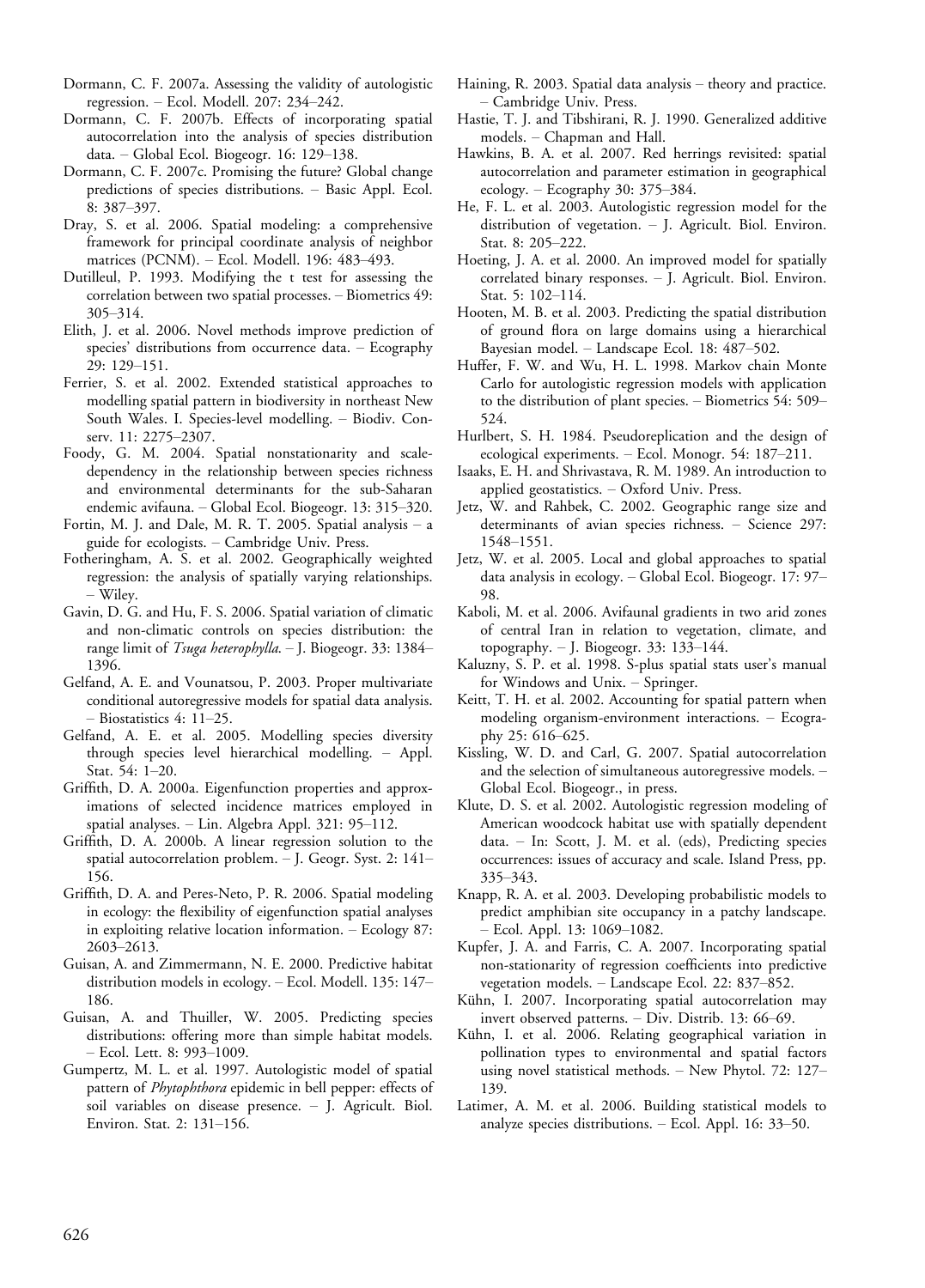Dormann, C. F. 2007a. Assessing the validity of autologistic regression. – Ecol. Modell. 207: 234–242.

Dormann, C. F. 2007b. Effects of incorporating spatial autocorrelation into the analysis of species distribution data. – Global Ecol. Biogeogr. 16: 129–138.

Dormann, C. F. 2007c. Promising the future? Global change predictions of species distributions. – Basic Appl. Ecol. 8: 387–397.

Dray, S. et al. 2006. Spatial modeling: a comprehensive framework for principal coordinate analysis of neighbor matrices (PCNM). – Ecol. Modell. 196: 483–493.

Dutilleul, P. 1993. Modifying the t test for assessing the correlation between two spatial processes. – Biometrics 49: 305–314.

Elith, J. et al. 2006. Novel methods improve prediction of species' distributions from occurrence data. – Ecography 29: 129–151.

Ferrier, S. et al. 2002. Extended statistical approaches to modelling spatial pattern in biodiversity in northeast New South Wales. I. Species-level modelling. – Biodiv. Conserv. 11: 2275–2307.

Foody, G. M. 2004. Spatial nonstationarity and scale-dependency in the relationship between species richness and environmental determinants for the sub-Saharan endemic avifauna. – Global Ecol. Biogeogr. 13: 315–320.

Fortin, M. J. and Dale, M. R. T. 2005. Spatial analysis – a guide for ecologists. – Cambridge Univ. Press.

Fotheringham, A. S. et al. 2002. Geographically weighted regression: the analysis of spatially varying relationships. – Wiley.

Gavin, D. G. and Hu, F. S. 2006. Spatial variation of climatic and non-climatic controls on species distribution: the range limit of *Tsuga heterophylla*. – J. Biogeogr. 33: 1384–1396.

Gelfand, A. E. and Vounatsou, P. 2003. Proper multivariate conditional autoregressive models for spatial data analysis. – Biostatistics 4: 11–25.

Gelfand, A. E. et al. 2005. Modelling species diversity through species level hierarchical modelling. – Appl. Stat. 54: 1–20.

Griffith, D. A. 2000a. Eigenfunction properties and approximations of selected incidence matrices employed in spatial analyses. – Lin. Algebra Appl. 321: 95–112.

Griffith, D. A. 2000b. A linear regression solution to the spatial autocorrelation problem. – J. Geogr. Syst. 2: 141–156.

Griffith, D. A. and Peres-Neto, P. R. 2006. Spatial modeling in ecology: the flexibility of eigenfunction spatial analyses in exploiting relative location information. – Ecology 87: 2603–2613.

Guisan, A. and Zimmermann, N. E. 2000. Predictive habitat distribution models in ecology. – Ecol. Modell. 135: 147–186.

Guisan, A. and Thuiller, W. 2005. Predicting species distributions: offering more than simple habitat models. – Ecol. Lett. 8: 993–1009.

Gumpertz, M. L. et al. 1997. Autologistic model of spatial pattern of *Phytophthora* epidemic in bell pepper: effects of soil variables on disease presence. – J. Agricult. Biol. Environ. Stat. 2: 131–156.

Haining, R. 2003. Spatial data analysis – theory and practice. – Cambridge Univ. Press.

Hastie, T. J. and Tibshirani, R. J. 1990. Generalized additive models. – Chapman and Hall.

Hawkins, B. A. et al. 2007. Red herrings revisited: spatial autocorrelation and parameter estimation in geographical ecology. – Ecography 30: 375–384.

He, F. L. et al. 2003. Autologistic regression model for the distribution of vegetation. – J. Agricult. Biol. Environ. Stat. 8: 205–222.

Hoeting, J. A. et al. 2000. An improved model for spatially correlated binary responses. – J. Agricult. Biol. Environ. Stat. 5: 102–114.

Hooten, M. B. et al. 2003. Predicting the spatial distribution of ground flora on large domains using a hierarchical Bayesian model. – Landscape Ecol. 18: 487–502.

Huffer, F. W. and Wu, H. L. 1998. Markov chain Monte Carlo for autologistic regression models with application to the distribution of plant species. – Biometrics 54: 509–524.

Hurlbert, S. H. 1984. Pseudoreplication and the design of ecological experiments. – Ecol. Monogr. 54: 187–211.

Isaaks, E. H. and Shrivastava, R. M. 1989. An introduction to applied geostatistics. – Oxford Univ. Press.

Jetz, W. and Rahbek, C. 2002. Geographic range size and determinants of avian species richness. – Science 297: 1548–1551.

Jetz, W. et al. 2005. Local and global approaches to spatial data analysis in ecology. – Global Ecol. Biogeogr. 17: 97–98.

Kaboli, M. et al. 2006. Avifaunal gradients in two arid zones of central Iran in relation to vegetation, climate, and topography. – J. Biogeogr. 33: 133–144.

Kaluzny, S. P. et al. 1998. S-plus spatial stats user's manual for Windows and Unix. – Springer.

Keitt, T. H. et al. 2002. Accounting for spatial pattern when modeling organism-environment interactions. – Ecography 25: 616–625.

Kissling, W. D. and Carl, G. 2007. Spatial autocorrelation and the selection of simultaneous autoregressive models. – Global Ecol. Biogeogr., in press.

Klute, D. S. et al. 2002. Autologistic regression modeling of American woodcock habitat use with spatially dependent data. – In: Scott, J. M. et al. (eds), Predicting species occurrences: issues of accuracy and scale. Island Press, pp. 335–343.

Knapp, R. A. et al. 2003. Developing probabilistic models to predict amphibian site occupancy in a patchy landscape. – Ecol. Appl. 13: 1069–1082.

Kupfer, J. A. and Farris, C. A. 2007. Incorporating spatial non-stationarity of regression coefficients into predictive vegetation models. – Landscape Ecol. 22: 837–852.

Kühn, I. 2007. Incorporating spatial autocorrelation may invert observed patterns. – Div. Distrib. 13: 66–69.

Kühn, I. et al. 2006. Relating geographical variation in pollination types to environmental and spatial factors using novel statistical methods. – New Phytol. 72: 127–139.

Latimer, A. M. et al. 2006. Building statistical models to analyze species distributions. – Ecol. Appl. 16: 33–50.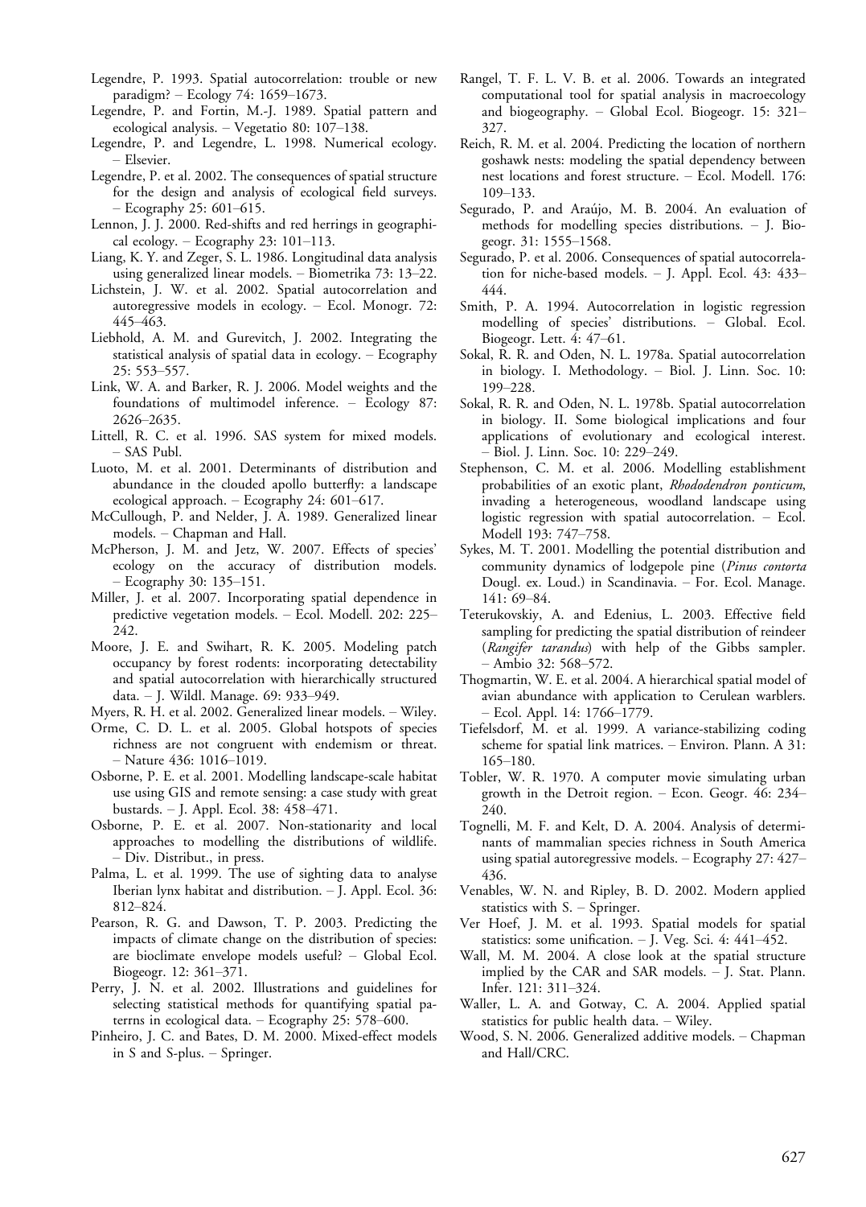Legendre, P. 1993. Spatial autocorrelation: trouble or new paradigm? – Ecology 74: 1659–1673.

Legendre, P. and Fortin, M.-J. 1989. Spatial pattern and ecological analysis. – Vegetatio 80: 107–138.

Legendre, P. and Legendre, L. 1998. Numerical ecology. – Elsevier.

Legendre, P. et al. 2002. The consequences of spatial structure for the design and analysis of ecological field surveys. – Ecography 25: 601–615.

Lennon, J. J. 2000. Red-shifts and red herrings in geographical ecology. – Ecography 23: 101–113.

Liang, K. Y. and Zeger, S. L. 1986. Longitudinal data analysis using generalized linear models. – Biometrika 73: 13–22.

Lichstein, J. W. et al. 2002. Spatial autocorrelation and autoregressive models in ecology. – Ecol. Monogr. 72: 445–463.

Liebhold, A. M. and Gurevitch, J. 2002. Integrating the statistical analysis of spatial data in ecology. – Ecography 25: 553–557.

Link, W. A. and Barker, R. J. 2006. Model weights and the foundations of multimodel inference. – Ecology 87: 2626–2635.

Littell, R. C. et al. 1996. SAS system for mixed models. – SAS Publ.

Luoto, M. et al. 2001. Determinants of distribution and abundance in the clouded apollo butterfly: a landscape ecological approach. – Ecography 24: 601–617.

McCullough, P. and Nelder, J. A. 1989. Generalized linear models. – Chapman and Hall.

McPherson, J. M. and Jetz, W. 2007. Effects of species' ecology on the accuracy of distribution models. – Ecography 30: 135–151.

Miller, J. et al. 2007. Incorporating spatial dependence in predictive vegetation models. – Ecol. Modell. 202: 225–242.

Moore, J. E. and Swihart, R. K. 2005. Modeling patch occupancy by forest rodents: incorporating detectability and spatial autocorrelation with hierarchically structured data. – J. Wildl. Manage. 69: 933–949.

Myers, R. H. et al. 2002. Generalized linear models. – Wiley.

Orme, C. D. L. et al. 2005. Global hotspots of species richness are not congruent with endemism or threat. – Nature 436: 1016–1019.

Osborne, P. E. et al. 2001. Modelling landscape-scale habitat use using GIS and remote sensing: a case study with great bustards. – J. Appl. Ecol. 38: 458–471.

Osborne, P. E. et al. 2007. Non-stationarity and local approaches to modelling the distributions of wildlife. – Div. Distribut., in press.

Palma, L. et al. 1999. The use of sighting data to analyse Iberian lynx habitat and distribution. – J. Appl. Ecol. 36: 812–824.

Pearson, R. G. and Dawson, T. P. 2003. Predicting the impacts of climate change on the distribution of species: are bioclimate envelope models useful? – Global Ecol. Biogeogr. 12: 361–371.

Perry, J. N. et al. 2002. Illustrations and guidelines for selecting statistical methods for quantifying spatial patterns in ecological data. – Ecography 25: 578–600.

Pinheiro, J. C. and Bates, D. M. 2000. Mixed-effect models in S and S-plus. – Springer.

Rangel, T. F. L. V. B. et al. 2006. Towards an integrated computational tool for spatial analysis in macroecology and biogeography. – Global Ecol. Biogeogr. 15: 321–327.

Reich, R. M. et al. 2004. Predicting the location of northern goshawk nests: modeling the spatial dependency between nest locations and forest structure. – Ecol. Modell. 176: 109–133.

Segurado, P. and Araújo, M. B. 2004. An evaluation of methods for modelling species distributions. – J. Biogeogr. 31: 1555–1568.

Segurado, P. et al. 2006. Consequences of spatial autocorrelation for niche-based models. – J. Appl. Ecol. 43: 433–444.

Smith, P. A. 1994. Autocorrelation in logistic regression modelling of species' distributions. – Global. Ecol. Biogeogr. Lett. 4: 47–61.

Sokal, R. R. and Oden, N. L. 1978a. Spatial autocorrelation in biology. I. Methodology. – Biol. J. Linn. Soc. 10: 199–228.

Sokal, R. R. and Oden, N. L. 1978b. Spatial autocorrelation in biology. II. Some biological implications and four applications of evolutionary and ecological interest. – Biol. J. Linn. Soc. 10: 229–249.

Stephenson, C. M. et al. 2006. Modelling establishment probabilities of an exotic plant, *Rhododendron ponticum*, invading a heterogeneous, woodland landscape using logistic regression with spatial autocorrelation. – Ecol. Modell 193: 747–758.

Sykes, M. T. 2001. Modelling the potential distribution and community dynamics of lodgepole pine (*Pinus contorta* Dougl. ex. Loud.) in Scandinavia. – For. Ecol. Manage. 141: 69–84.

Teterukovskiy, A. and Edenius, L. 2003. Effective field sampling for predicting the spatial distribution of reindeer (*Rangifer tarandus*) with help of the Gibbs sampler. – Ambio 32: 568–572.

Thogmartin, W. E. et al. 2004. A hierarchical spatial model of avian abundance with application to Cerulean warblers. – Ecol. Appl. 14: 1766–1779.

Tiefelsdorf, M. et al. 1999. A variance-stabilizing coding scheme for spatial link matrices. – Environ. Plann. A 31: 165–180.

Tobler, W. R. 1970. A computer movie simulating urban growth in the Detroit region. – Econ. Geogr. 46: 234–240.

Tognelli, M. F. and Kelt, D. A. 2004. Analysis of determinants of mammalian species richness in South America using spatial autoregressive models. – Ecography 27: 427–436.

Venables, W. N. and Ripley, B. D. 2002. Modern applied statistics with S. – Springer.

Ver Hoef, J. M. et al. 1993. Spatial models for spatial statistics: some unification. – J. Veg. Sci. 4: 441–452.

Wall, M. M. 2004. A close look at the spatial structure implied by the CAR and SAR models. – J. Stat. Plann. Infer. 121: 311–324.

Waller, L. A. and Gotway, C. A. 2004. Applied spatial statistics for public health data. – Wiley.

Wood, S. N. 2006. Generalized additive models. – Chapman and Hall/CRC.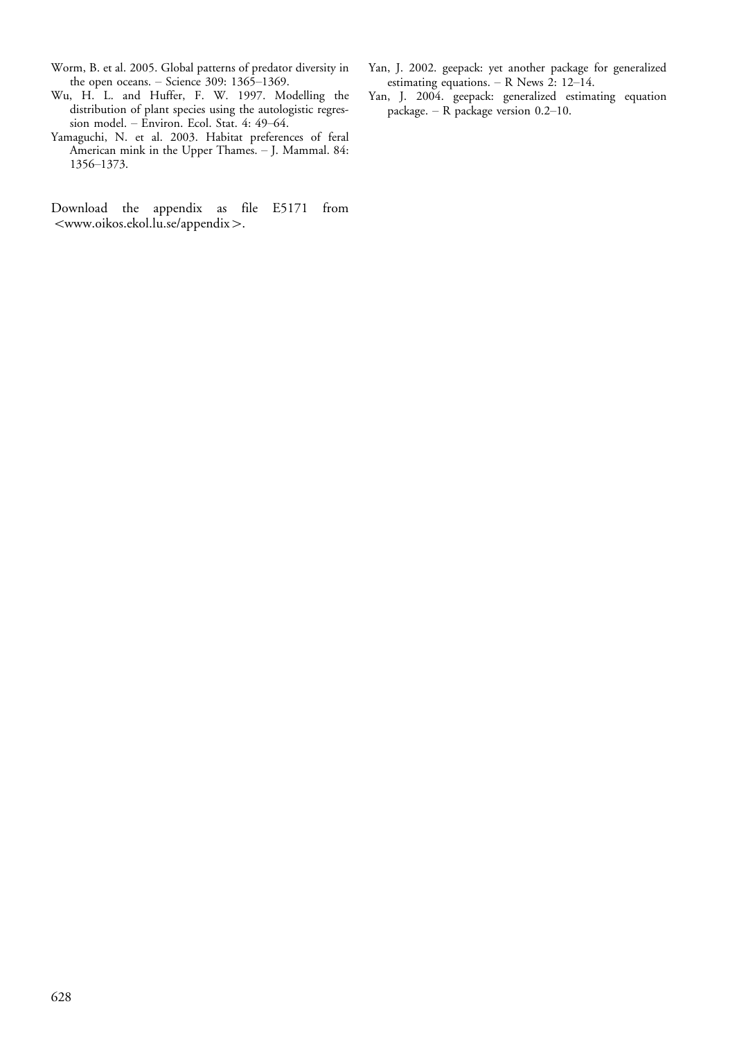Worm, B. et al. 2005. Global patterns of predator diversity in the open oceans. – Science 309: 1365–1369.

Wu, H. L. and Huffer, F. W. 1997. Modelling the distribution of plant species using the autologistic regression model. – Environ. Ecol. Stat. 4: 49–64.

Yamaguchi, N. et al. 2003. Habitat preferences of feral American mink in the Upper Thames. – J. Mammal. 84: 1356–1373.

Download the appendix as file E5171 from <www.oikos.ekol.lu.se/appendix>.

Yan, J. 2002. geepack: yet another package for generalized estimating equations. – R News 2: 12–14.

Yan, J. 2004. geepack: generalized estimating equation package. – R package version 0.2–10.